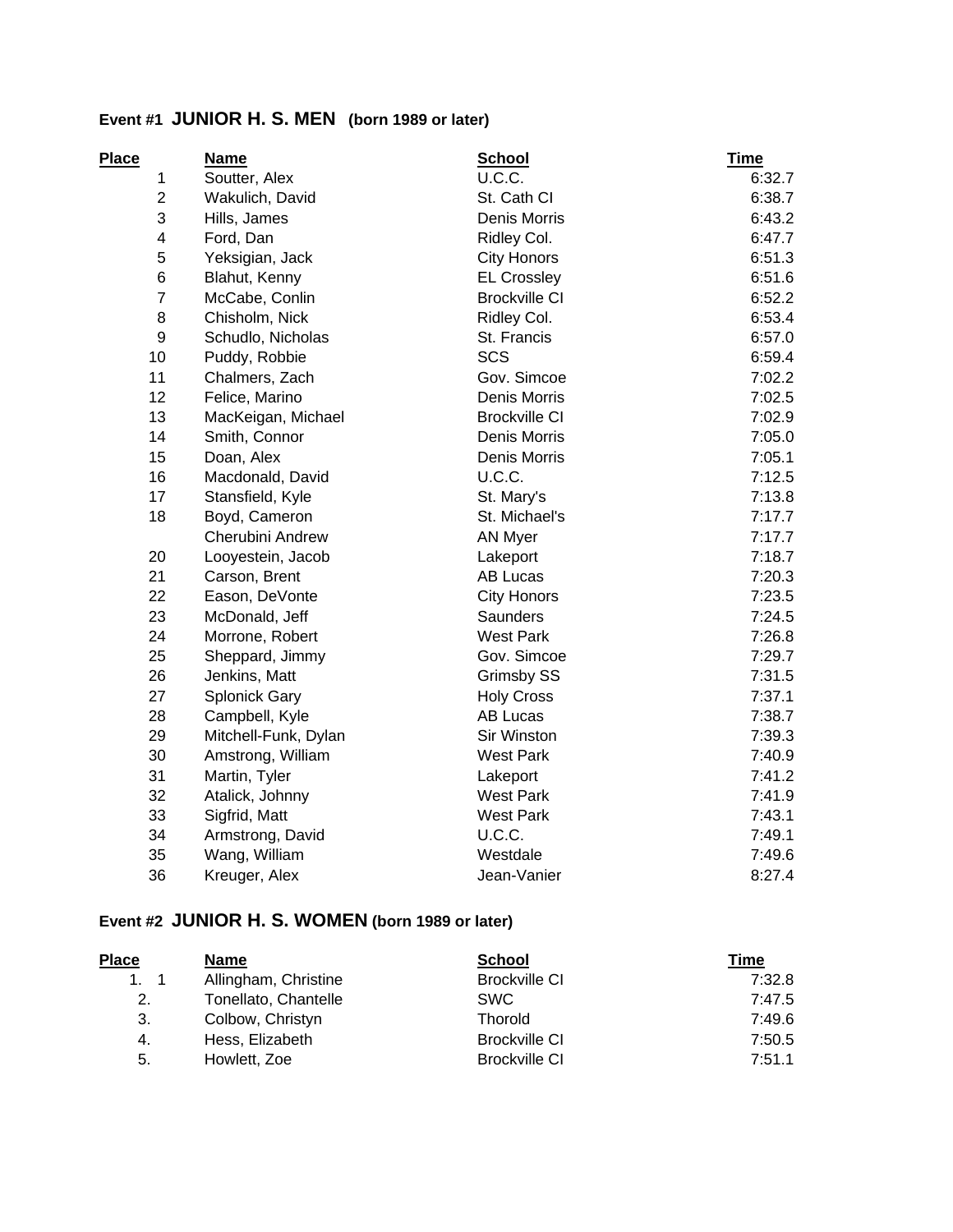### Event #1 **JUNIOR H. S. MEN** (born 1989 or later)

| Place | Name | School | Time |
|---|---|---|---|
| 1 | Soutter, Alex | U.C.C. | 6:32.7 |
| 2 | Wakulich, David | St. Cath CI | 6:38.7 |
| 3 | Hills, James | Denis Morris | 6:43.2 |
| 4 | Ford, Dan | Ridley Col. | 6:47.7 |
| 5 | Yeksigian, Jack | City Honors | 6:51.3 |
| 6 | Blahut, Kenny | EL Crossley | 6:51.6 |
| 7 | McCabe, Conlin | Brockville CI | 6:52.2 |
| 8 | Chisholm, Nick | Ridley Col. | 6:53.4 |
| 9 | Schudlo, Nicholas | St. Francis | 6:57.0 |
| 10 | Puddy, Robbie | SCS | 6:59.4 |
| 11 | Chalmers, Zach | Gov. Simcoe | 7:02.2 |
| 12 | Felice, Marino | Denis Morris | 7:02.5 |
| 13 | MacKeigan, Michael | Brockville CI | 7:02.9 |
| 14 | Smith, Connor | Denis Morris | 7:05.0 |
| 15 | Doan, Alex | Denis Morris | 7:05.1 |
| 16 | Macdonald, David | U.C.C. | 7:12.5 |
| 17 | Stansfield, Kyle | St. Mary's | 7:13.8 |
| 18 | Boyd, Cameron | St. Michael's | 7:17.7 |
| | Cherubini Andrew | AN Myer | 7:17.7 |
| 20 | Looyestein, Jacob | Lakeport | 7:18.7 |
| 21 | Carson, Brent | AB Lucas | 7:20.3 |
| 22 | Eason, DeVonte | City Honors | 7:23.5 |
| 23 | McDonald, Jeff | Saunders | 7:24.5 |
| 24 | Morrone, Robert | West Park | 7:26.8 |
| 25 | Sheppard, Jimmy | Gov. Simcoe | 7:29.7 |
| 26 | Jenkins, Matt | Grimsby SS | 7:31.5 |
| 27 | Splonick Gary | Holy Cross | 7:37.1 |
| 28 | Campbell, Kyle | AB Lucas | 7:38.7 |
| 29 | Mitchell-Funk, Dylan | Sir Winston | 7:39.3 |
| 30 | Amstrong, William | West Park | 7:40.9 |
| 31 | Martin, Tyler | Lakeport | 7:41.2 |
| 32 | Atalick, Johnny | West Park | 7:41.9 |
| 33 | Sigfrid, Matt | West Park | 7:43.1 |
| 34 | Armstrong, David | U.C.C. | 7:49.1 |
| 35 | Wang, William | Westdale | 7:49.6 |
| 36 | Kreuger, Alex | Jean-Vanier | 8:27.4 |

### Event #2 **JUNIOR H. S. WOMEN** (born 1989 or later)

| Place | Name | School | Time |
|---|---|---|---|
| 1. 1 | Allingham, Christine | Brockville CI | 7:32.8 |
| 2. | Tonellato, Chantelle | SWC | 7:47.5 |
| 3. | Colbow, Christyn | Thorold | 7:49.6 |
| 4. | Hess, Elizabeth | Brockville CI | 7:50.5 |
| 5. | Howlett, Zoe | Brockville CI | 7:51.1 |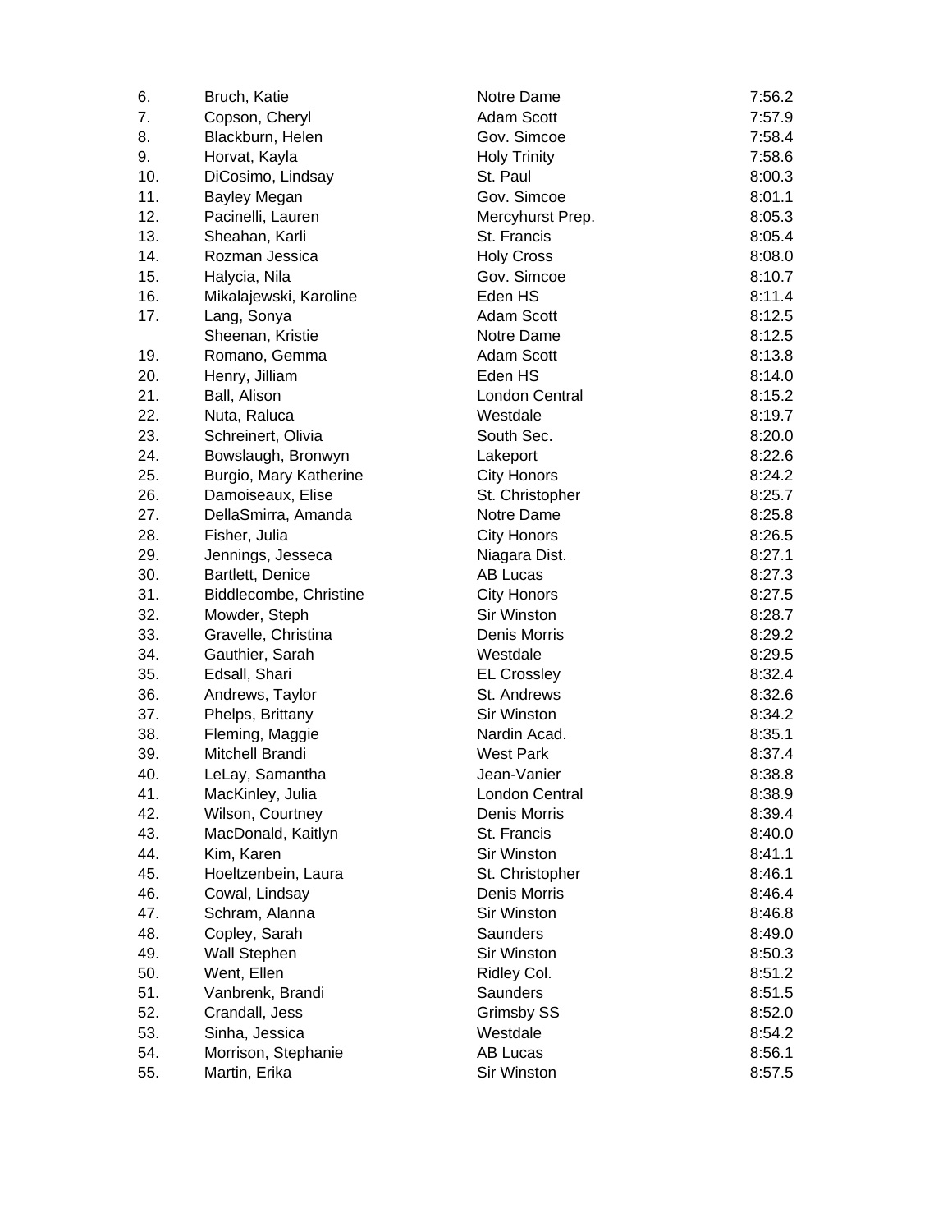| | | | |
|---|---|---|---|
| 6. | Bruch, Katie | Notre Dame | 7:56.2 |
| 7. | Copson, Cheryl | Adam Scott | 7:57.9 |
| 8. | Blackburn, Helen | Gov. Simcoe | 7:58.4 |
| 9. | Horvat, Kayla | Holy Trinity | 7:58.6 |
| 10. | DiCosimo, Lindsay | St. Paul | 8:00.3 |
| 11. | Bayley Megan | Gov. Simcoe | 8:01.1 |
| 12. | Pacinelli, Lauren | Mercyhurst Prep. | 8:05.3 |
| 13. | Sheahan, Karli | St. Francis | 8:05.4 |
| 14. | Rozman Jessica | Holy Cross | 8:08.0 |
| 15. | Halycia, Nila | Gov. Simcoe | 8:10.7 |
| 16. | Mikalajewski, Karoline | Eden HS | 8:11.4 |
| 17. | Lang, Sonya | Adam Scott | 8:12.5 |
| | Sheenan, Kristie | Notre Dame | 8:12.5 |
| 19. | Romano, Gemma | Adam Scott | 8:13.8 |
| 20. | Henry, Jilliam | Eden HS | 8:14.0 |
| 21. | Ball, Alison | London Central | 8:15.2 |
| 22. | Nuta, Raluca | Westdale | 8:19.7 |
| 23. | Schreinert, Olivia | South Sec. | 8:20.0 |
| 24. | Bowslaugh, Bronwyn | Lakeport | 8:22.6 |
| 25. | Burgio, Mary Katherine | City Honors | 8:24.2 |
| 26. | Damoiseaux, Elise | St. Christopher | 8:25.7 |
| 27. | DellaSmirra, Amanda | Notre Dame | 8:25.8 |
| 28. | Fisher, Julia | City Honors | 8:26.5 |
| 29. | Jennings, Jesseca | Niagara Dist. | 8:27.1 |
| 30. | Bartlett, Denice | AB Lucas | 8:27.3 |
| 31. | Biddlecombe, Christine | City Honors | 8:27.5 |
| 32. | Mowder, Steph | Sir Winston | 8:28.7 |
| 33. | Gravelle, Christina | Denis Morris | 8:29.2 |
| 34. | Gauthier, Sarah | Westdale | 8:29.5 |
| 35. | Edsall, Shari | EL Crossley | 8:32.4 |
| 36. | Andrews, Taylor | St. Andrews | 8:32.6 |
| 37. | Phelps, Brittany | Sir Winston | 8:34.2 |
| 38. | Fleming, Maggie | Nardin Acad. | 8:35.1 |
| 39. | Mitchell Brandi | West Park | 8:37.4 |
| 40. | LeLay, Samantha | Jean-Vanier | 8:38.8 |
| 41. | MacKinley, Julia | London Central | 8:38.9 |
| 42. | Wilson, Courtney | Denis Morris | 8:39.4 |
| 43. | MacDonald, Kaitlyn | St. Francis | 8:40.0 |
| 44. | Kim, Karen | Sir Winston | 8:41.1 |
| 45. | Hoeltzenbein, Laura | St. Christopher | 8:46.1 |
| 46. | Cowal, Lindsay | Denis Morris | 8:46.4 |
| 47. | Schram, Alanna | Sir Winston | 8:46.8 |
| 48. | Copley, Sarah | Saunders | 8:49.0 |
| 49. | Wall Stephen | Sir Winston | 8:50.3 |
| 50. | Went, Ellen | Ridley Col. | 8:51.2 |
| 51. | Vanbrenk, Brandi | Saunders | 8:51.5 |
| 52. | Crandall, Jess | Grimsby SS | 8:52.0 |
| 53. | Sinha, Jessica | Westdale | 8:54.2 |
| 54. | Morrison, Stephanie | AB Lucas | 8:56.1 |
| 55. | Martin, Erika | Sir Winston | 8:57.5 |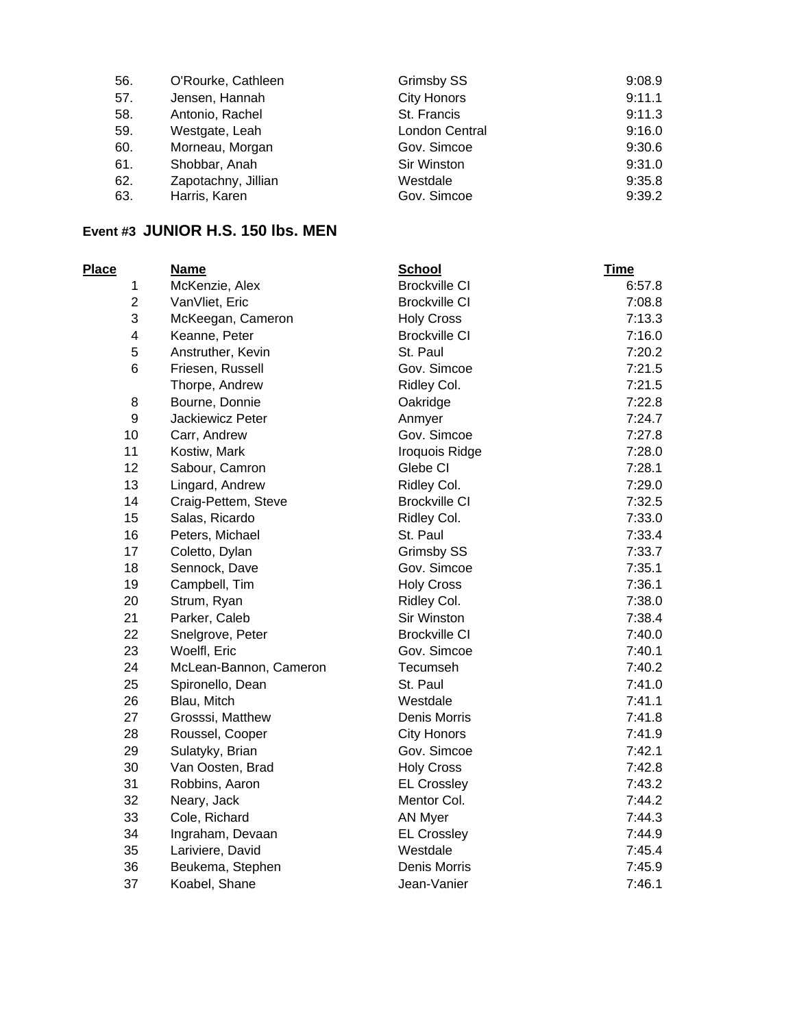| | | | |
|---|---|---|---|
| 56. | O'Rourke, Cathleen | Grimsby SS | 9:08.9 |
| 57. | Jensen, Hannah | City Honors | 9:11.1 |
| 58. | Antonio, Rachel | St. Francis | 9:11.3 |
| 59. | Westgate, Leah | London Central | 9:16.0 |
| 60. | Morneau, Morgan | Gov. Simcoe | 9:30.6 |
| 61. | Shobbar, Anah | Sir Winston | 9:31.0 |
| 62. | Zapotachny, Jillian | Westdale | 9:35.8 |
| 63. | Harris, Karen | Gov. Simcoe | 9:39.2 |

### Event #3 JUNIOR H.S. 150 lbs. MEN

| Place | Name | School | Time |
|---|---|---|---|
| 1 | McKenzie, Alex | Brockville CI | 6:57.8 |
| 2 | VanVliet, Eric | Brockville CI | 7:08.8 |
| 3 | McKeegan, Cameron | Holy Cross | 7:13.3 |
| 4 | Keanne, Peter | Brockville CI | 7:16.0 |
| 5 | Anstruther, Kevin | St. Paul | 7:20.2 |
| 6 | Friesen, Russell | Gov. Simcoe | 7:21.5 |
| | Thorpe, Andrew | Ridley Col. | 7:21.5 |
| 8 | Bourne, Donnie | Oakridge | 7:22.8 |
| 9 | Jackiewicz Peter | Anmyer | 7:24.7 |
| 10 | Carr, Andrew | Gov. Simcoe | 7:27.8 |
| 11 | Kostiw, Mark | Iroquois Ridge | 7:28.0 |
| 12 | Sabour, Camron | Glebe CI | 7:28.1 |
| 13 | Lingard, Andrew | Ridley Col. | 7:29.0 |
| 14 | Craig-Pettem, Steve | Brockville CI | 7:32.5 |
| 15 | Salas, Ricardo | Ridley Col. | 7:33.0 |
| 16 | Peters, Michael | St. Paul | 7:33.4 |
| 17 | Coletto, Dylan | Grimsby SS | 7:33.7 |
| 18 | Sennock, Dave | Gov. Simcoe | 7:35.1 |
| 19 | Campbell, Tim | Holy Cross | 7:36.1 |
| 20 | Strum, Ryan | Ridley Col. | 7:38.0 |
| 21 | Parker, Caleb | Sir Winston | 7:38.4 |
| 22 | Snelgrove, Peter | Brockville CI | 7:40.0 |
| 23 | Woelfl, Eric | Gov. Simcoe | 7:40.1 |
| 24 | McLean-Bannon, Cameron | Tecumseh | 7:40.2 |
| 25 | Spironello, Dean | St. Paul | 7:41.0 |
| 26 | Blau, Mitch | Westdale | 7:41.1 |
| 27 | Grosssi, Matthew | Denis Morris | 7:41.8 |
| 28 | Roussel, Cooper | City Honors | 7:41.9 |
| 29 | Sulatyky, Brian | Gov. Simcoe | 7:42.1 |
| 30 | Van Oosten, Brad | Holy Cross | 7:42.8 |
| 31 | Robbins, Aaron | EL Crossley | 7:43.2 |
| 32 | Neary, Jack | Mentor Col. | 7:44.2 |
| 33 | Cole, Richard | AN Myer | 7:44.3 |
| 34 | Ingraham, Devaan | EL Crossley | 7:44.9 |
| 35 | Lariviere, David | Westdale | 7:45.4 |
| 36 | Beukema, Stephen | Denis Morris | 7:45.9 |
| 37 | Koabel, Shane | Jean-Vanier | 7:46.1 |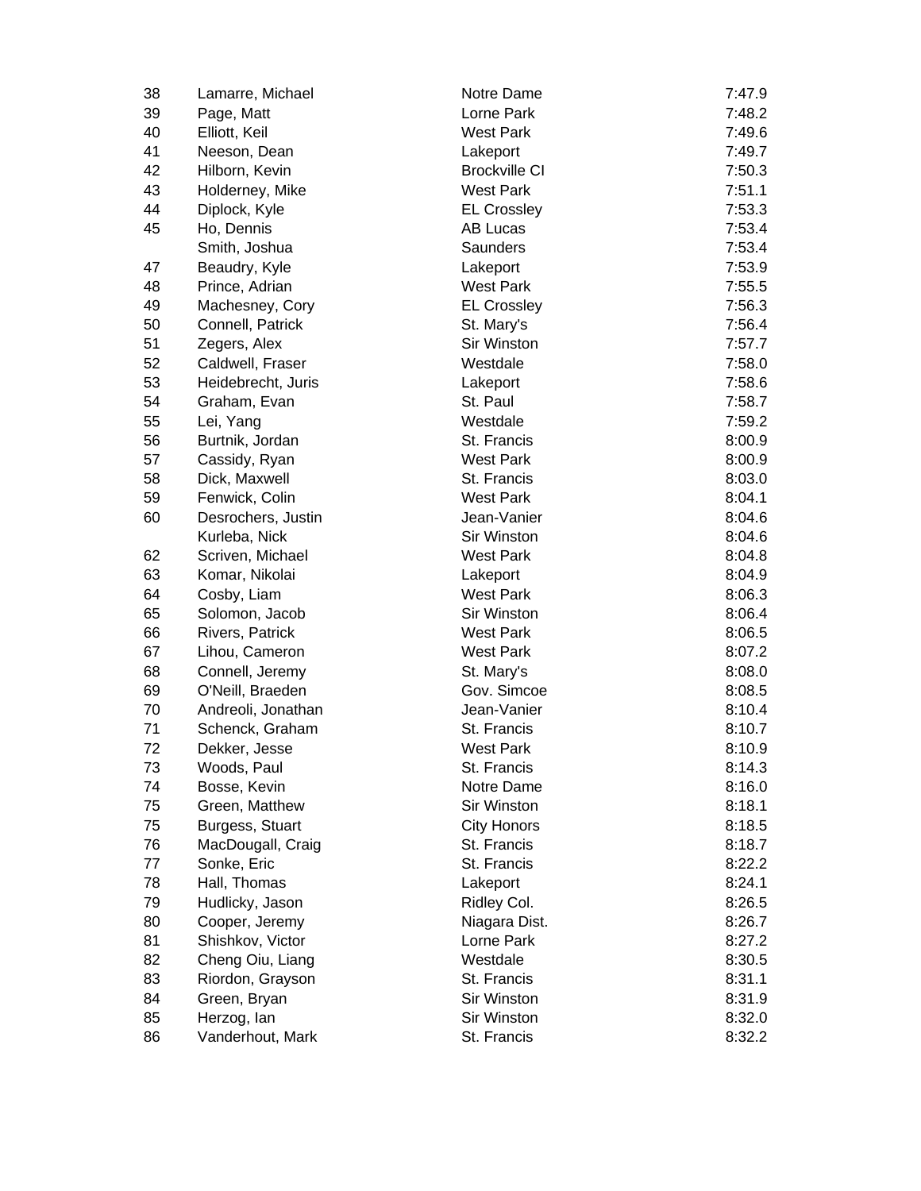| | | | |
|---|---|---|---|
| 38 | Lamarre, Michael | Notre Dame | 7:47.9 |
| 39 | Page, Matt | Lorne Park | 7:48.2 |
| 40 | Elliott, Keil | West Park | 7:49.6 |
| 41 | Neeson, Dean | Lakeport | 7:49.7 |
| 42 | Hilborn, Kevin | Brockville CI | 7:50.3 |
| 43 | Holderney, Mike | West Park | 7:51.1 |
| 44 | Diplock, Kyle | EL Crossley | 7:53.3 |
| 45 | Ho, Dennis | AB Lucas | 7:53.4 |
| | Smith, Joshua | Saunders | 7:53.4 |
| 47 | Beaudry, Kyle | Lakeport | 7:53.9 |
| 48 | Prince, Adrian | West Park | 7:55.5 |
| 49 | Machesney, Cory | EL Crossley | 7:56.3 |
| 50 | Connell, Patrick | St. Mary's | 7:56.4 |
| 51 | Zegers, Alex | Sir Winston | 7:57.7 |
| 52 | Caldwell, Fraser | Westdale | 7:58.0 |
| 53 | Heidebrecht, Juris | Lakeport | 7:58.6 |
| 54 | Graham, Evan | St. Paul | 7:58.7 |
| 55 | Lei, Yang | Westdale | 7:59.2 |
| 56 | Burtnik, Jordan | St. Francis | 8:00.9 |
| 57 | Cassidy, Ryan | West Park | 8:00.9 |
| 58 | Dick, Maxwell | St. Francis | 8:03.0 |
| 59 | Fenwick, Colin | West Park | 8:04.1 |
| 60 | Desrochers, Justin | Jean-Vanier | 8:04.6 |
| | Kurleba, Nick | Sir Winston | 8:04.6 |
| 62 | Scriven, Michael | West Park | 8:04.8 |
| 63 | Komar, Nikolai | Lakeport | 8:04.9 |
| 64 | Cosby, Liam | West Park | 8:06.3 |
| 65 | Solomon, Jacob | Sir Winston | 8:06.4 |
| 66 | Rivers, Patrick | West Park | 8:06.5 |
| 67 | Lihou, Cameron | West Park | 8:07.2 |
| 68 | Connell, Jeremy | St. Mary's | 8:08.0 |
| 69 | O'Neill, Braeden | Gov. Simcoe | 8:08.5 |
| 70 | Andreoli, Jonathan | Jean-Vanier | 8:10.4 |
| 71 | Schenck, Graham | St. Francis | 8:10.7 |
| 72 | Dekker, Jesse | West Park | 8:10.9 |
| 73 | Woods, Paul | St. Francis | 8:14.3 |
| 74 | Bosse, Kevin | Notre Dame | 8:16.0 |
| 75 | Green, Matthew | Sir Winston | 8:18.1 |
| 75 | Burgess, Stuart | City Honors | 8:18.5 |
| 76 | MacDougall, Craig | St. Francis | 8:18.7 |
| 77 | Sonke, Eric | St. Francis | 8:22.2 |
| 78 | Hall, Thomas | Lakeport | 8:24.1 |
| 79 | Hudlicky, Jason | Ridley Col. | 8:26.5 |
| 80 | Cooper, Jeremy | Niagara Dist. | 8:26.7 |
| 81 | Shishkov, Victor | Lorne Park | 8:27.2 |
| 82 | Cheng Oiu, Liang | Westdale | 8:30.5 |
| 83 | Riordon, Grayson | St. Francis | 8:31.1 |
| 84 | Green, Bryan | Sir Winston | 8:31.9 |
| 85 | Herzog, Ian | Sir Winston | 8:32.0 |
| 86 | Vanderhout, Mark | St. Francis | 8:32.2 |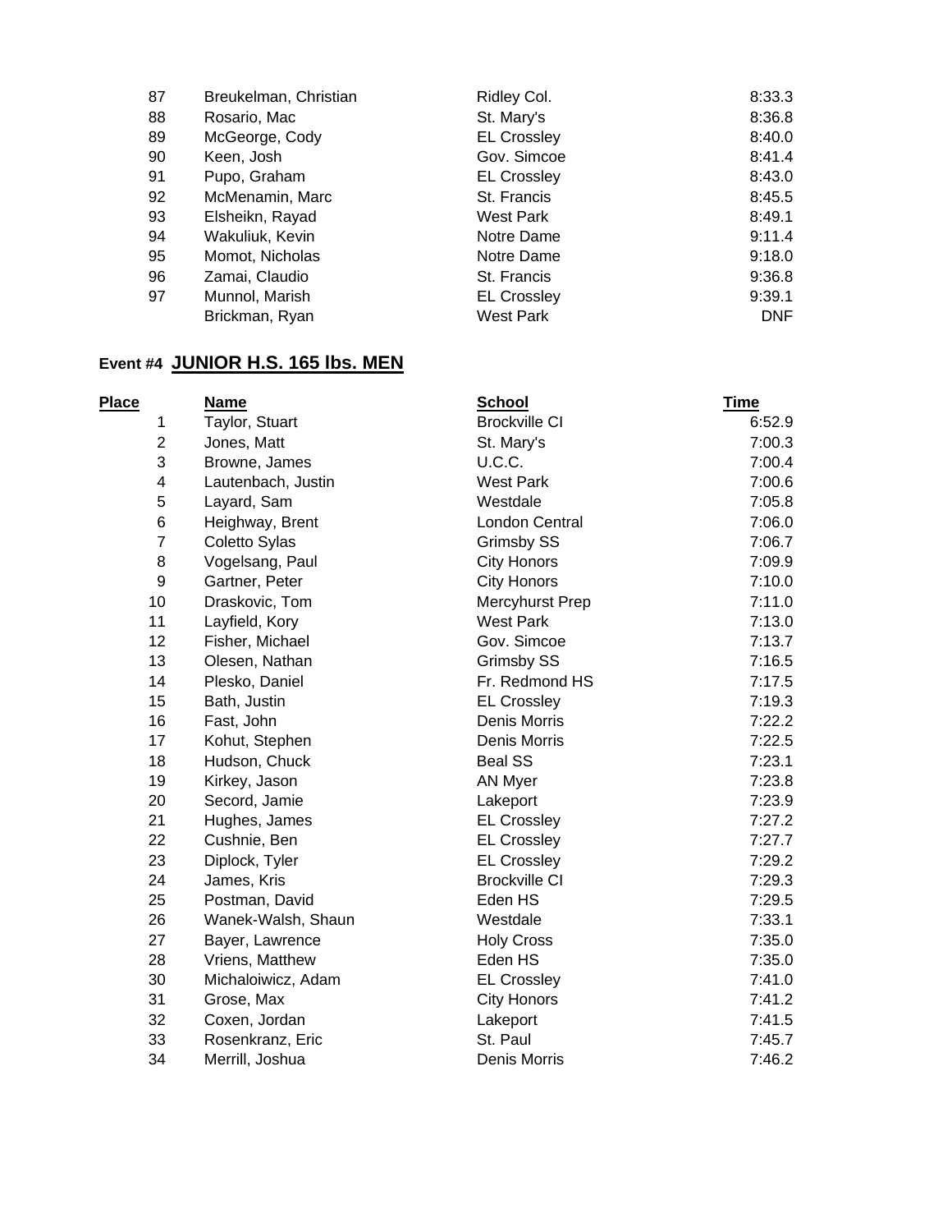| | | | |
|---|---|---|---|
| 87 | Breukelman, Christian | Ridley Col. | 8:33.3 |
| 88 | Rosario, Mac | St. Mary's | 8:36.8 |
| 89 | McGeorge, Cody | EL Crossley | 8:40.0 |
| 90 | Keen, Josh | Gov. Simcoe | 8:41.4 |
| 91 | Pupo, Graham | EL Crossley | 8:43.0 |
| 92 | McMenamin, Marc | St. Francis | 8:45.5 |
| 93 | Elsheikn, Rayad | West Park | 8:49.1 |
| 94 | Wakuliuk, Kevin | Notre Dame | 9:11.4 |
| 95 | Momot, Nicholas | Notre Dame | 9:18.0 |
| 96 | Zamai, Claudio | St. Francis | 9:36.8 |
| 97 | Munnol, Marish | EL Crossley | 9:39.1 |
| | Brickman, Ryan | West Park | DNF |

**Event #4** **JUNIOR H.S. 165 lbs. MEN**

| Place | Name | School | Time |
|---|---|---|---|
| 1 | Taylor, Stuart | Brockville CI | 6:52.9 |
| 2 | Jones, Matt | St. Mary's | 7:00.3 |
| 3 | Browne, James | U.C.C. | 7:00.4 |
| 4 | Lautenbach, Justin | West Park | 7:00.6 |
| 5 | Layard, Sam | Westdale | 7:05.8 |
| 6 | Heighway, Brent | London Central | 7:06.0 |
| 7 | Coletto Sylas | Grimsby SS | 7:06.7 |
| 8 | Vogelsang, Paul | City Honors | 7:09.9 |
| 9 | Gartner, Peter | City Honors | 7:10.0 |
| 10 | Draskovic, Tom | Mercyhurst Prep | 7:11.0 |
| 11 | Layfield, Kory | West Park | 7:13.0 |
| 12 | Fisher, Michael | Gov. Simcoe | 7:13.7 |
| 13 | Olesen, Nathan | Grimsby SS | 7:16.5 |
| 14 | Plesko, Daniel | Fr. Redmond HS | 7:17.5 |
| 15 | Bath, Justin | EL Crossley | 7:19.3 |
| 16 | Fast, John | Denis Morris | 7:22.2 |
| 17 | Kohut, Stephen | Denis Morris | 7:22.5 |
| 18 | Hudson, Chuck | Beal SS | 7:23.1 |
| 19 | Kirkey, Jason | AN Myer | 7:23.8 |
| 20 | Secord, Jamie | Lakeport | 7:23.9 |
| 21 | Hughes, James | EL Crossley | 7:27.2 |
| 22 | Cushnie, Ben | EL Crossley | 7:27.7 |
| 23 | Diplock, Tyler | EL Crossley | 7:29.2 |
| 24 | James, Kris | Brockville CI | 7:29.3 |
| 25 | Postman, David | Eden HS | 7:29.5 |
| 26 | Wanek-Walsh, Shaun | Westdale | 7:33.1 |
| 27 | Bayer, Lawrence | Holy Cross | 7:35.0 |
| 28 | Vriens, Matthew | Eden HS | 7:35.0 |
| 30 | Michaloiwicz, Adam | EL Crossley | 7:41.0 |
| 31 | Grose, Max | City Honors | 7:41.2 |
| 32 | Coxen, Jordan | Lakeport | 7:41.5 |
| 33 | Rosenkranz, Eric | St. Paul | 7:45.7 |
| 34 | Merrill, Joshua | Denis Morris | 7:46.2 |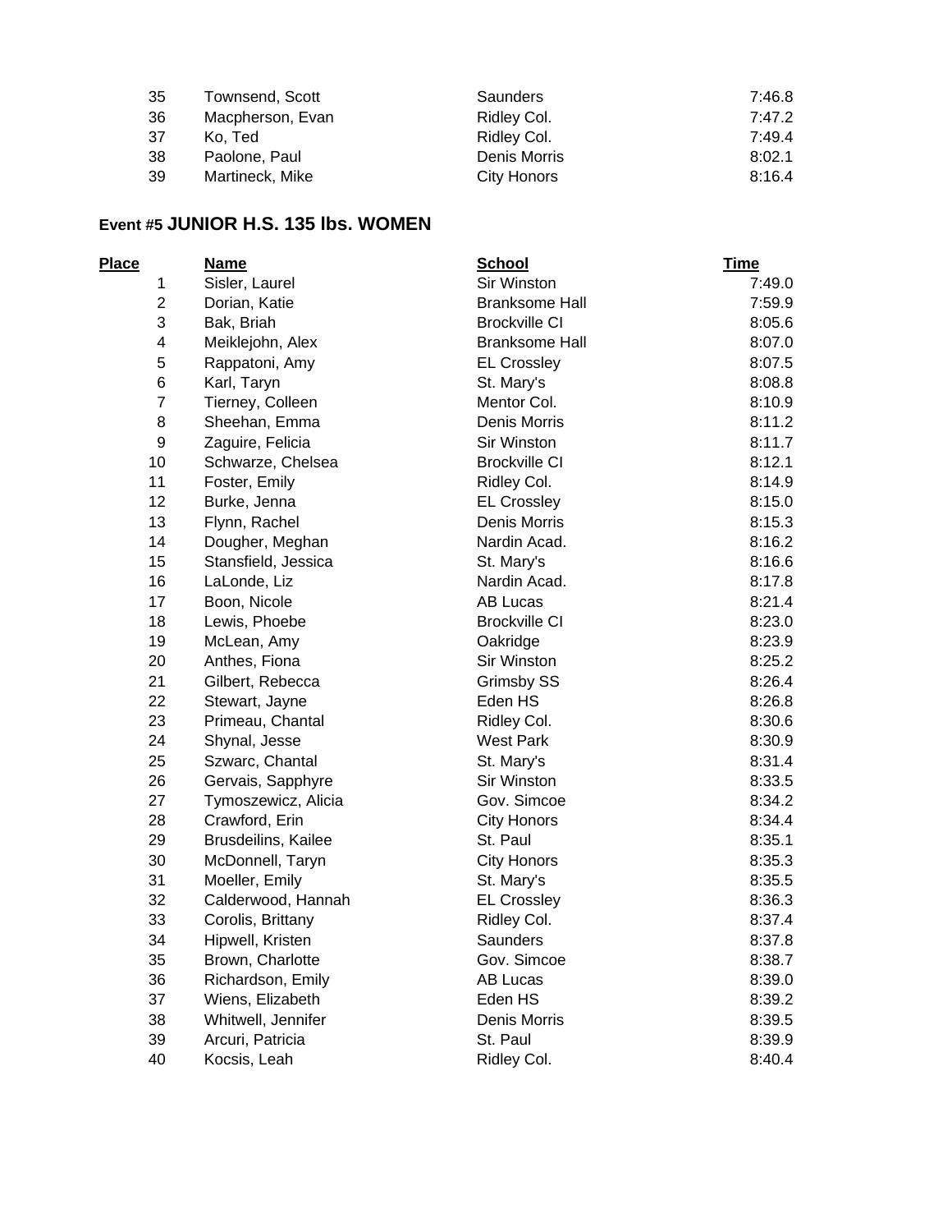| | | | |
|---|---|---|---|
| 35 | Townsend, Scott | Saunders | 7:46.8 |
| 36 | Macpherson, Evan | Ridley Col. | 7:47.2 |
| 37 | Ko, Ted | Ridley Col. | 7:49.4 |
| 38 | Paolone, Paul | Denis Morris | 8:02.1 |
| 39 | Martineck, Mike | City Honors | 8:16.4 |

## Event #5 JUNIOR H.S. 135 lbs. WOMEN

| Place | Name | School | Time |
|---|---|---|---|
| 1 | Sisler, Laurel | Sir Winston | 7:49.0 |
| 2 | Dorian, Katie | Branksome Hall | 7:59.9 |
| 3 | Bak, Briah | Brockville CI | 8:05.6 |
| 4 | Meiklejohn, Alex | Branksome Hall | 8:07.0 |
| 5 | Rappatoni, Amy | EL Crossley | 8:07.5 |
| 6 | Karl, Taryn | St. Mary's | 8:08.8 |
| 7 | Tierney, Colleen | Mentor Col. | 8:10.9 |
| 8 | Sheehan, Emma | Denis Morris | 8:11.2 |
| 9 | Zaguire, Felicia | Sir Winston | 8:11.7 |
| 10 | Schwarze, Chelsea | Brockville CI | 8:12.1 |
| 11 | Foster, Emily | Ridley Col. | 8:14.9 |
| 12 | Burke, Jenna | EL Crossley | 8:15.0 |
| 13 | Flynn, Rachel | Denis Morris | 8:15.3 |
| 14 | Dougher, Meghan | Nardin Acad. | 8:16.2 |
| 15 | Stansfield, Jessica | St. Mary's | 8:16.6 |
| 16 | LaLonde, Liz | Nardin Acad. | 8:17.8 |
| 17 | Boon, Nicole | AB Lucas | 8:21.4 |
| 18 | Lewis, Phoebe | Brockville CI | 8:23.0 |
| 19 | McLean, Amy | Oakridge | 8:23.9 |
| 20 | Anthes, Fiona | Sir Winston | 8:25.2 |
| 21 | Gilbert, Rebecca | Grimsby SS | 8:26.4 |
| 22 | Stewart, Jayne | Eden HS | 8:26.8 |
| 23 | Primeau, Chantal | Ridley Col. | 8:30.6 |
| 24 | Shynal, Jesse | West Park | 8:30.9 |
| 25 | Szwarc, Chantal | St. Mary's | 8:31.4 |
| 26 | Gervais, Sapphyre | Sir Winston | 8:33.5 |
| 27 | Tymoszewicz, Alicia | Gov. Simcoe | 8:34.2 |
| 28 | Crawford, Erin | City Honors | 8:34.4 |
| 29 | Brusdeilins, Kailee | St. Paul | 8:35.1 |
| 30 | McDonnell, Taryn | City Honors | 8:35.3 |
| 31 | Moeller, Emily | St. Mary's | 8:35.5 |
| 32 | Calderwood, Hannah | EL Crossley | 8:36.3 |
| 33 | Corolis, Brittany | Ridley Col. | 8:37.4 |
| 34 | Hipwell, Kristen | Saunders | 8:37.8 |
| 35 | Brown, Charlotte | Gov. Simcoe | 8:38.7 |
| 36 | Richardson, Emily | AB Lucas | 8:39.0 |
| 37 | Wiens, Elizabeth | Eden HS | 8:39.2 |
| 38 | Whitwell, Jennifer | Denis Morris | 8:39.5 |
| 39 | Arcuri, Patricia | St. Paul | 8:39.9 |
| 40 | Kocsis, Leah | Ridley Col. | 8:40.4 |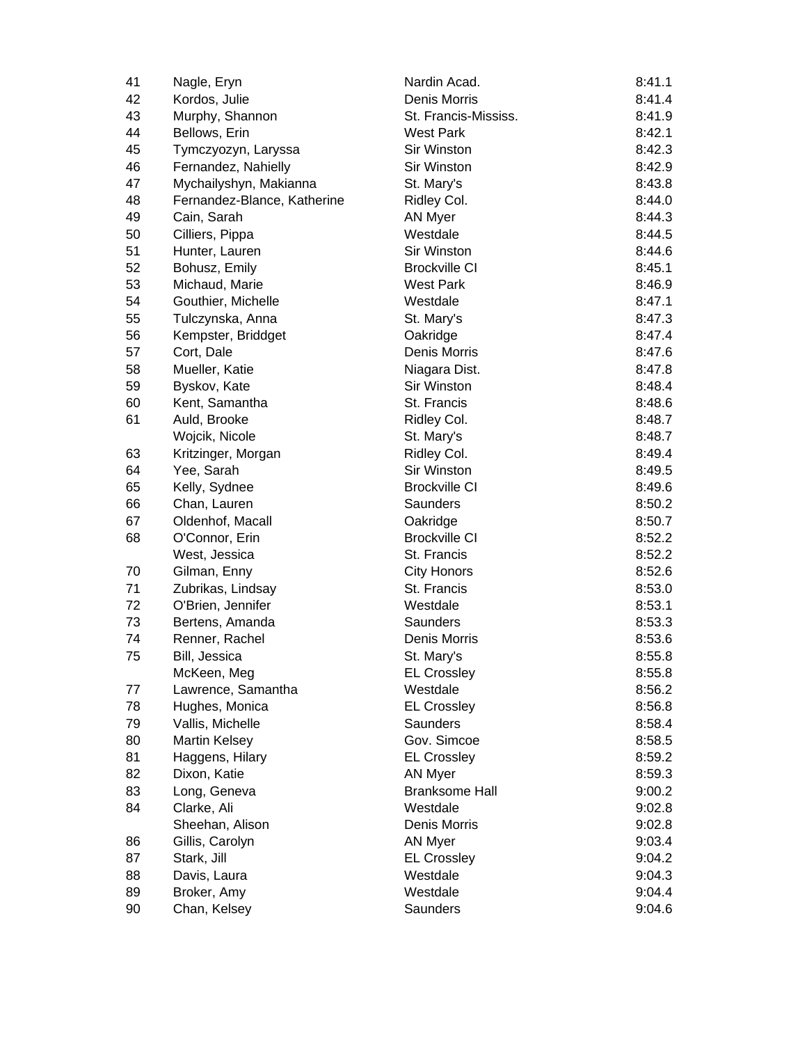| | | | |
|---|---|---|---|
| 41 | Nagle, Eryn | Nardin Acad. | 8:41.1 |
| 42 | Kordos, Julie | Denis Morris | 8:41.4 |
| 43 | Murphy, Shannon | St. Francis-Mississ. | 8:41.9 |
| 44 | Bellows, Erin | West Park | 8:42.1 |
| 45 | Tymczyozyn, Laryssa | Sir Winston | 8:42.3 |
| 46 | Fernandez, Nahielly | Sir Winston | 8:42.9 |
| 47 | Mychailyshyn, Makianna | St. Mary's | 8:43.8 |
| 48 | Fernandez-Blance, Katherine | Ridley Col. | 8:44.0 |
| 49 | Cain, Sarah | AN Myer | 8:44.3 |
| 50 | Cilliers, Pippa | Westdale | 8:44.5 |
| 51 | Hunter, Lauren | Sir Winston | 8:44.6 |
| 52 | Bohusz, Emily | Brockville CI | 8:45.1 |
| 53 | Michaud, Marie | West Park | 8:46.9 |
| 54 | Gouthier, Michelle | Westdale | 8:47.1 |
| 55 | Tulczynska, Anna | St. Mary's | 8:47.3 |
| 56 | Kempster, Briddget | Oakridge | 8:47.4 |
| 57 | Cort, Dale | Denis Morris | 8:47.6 |
| 58 | Mueller, Katie | Niagara Dist. | 8:47.8 |
| 59 | Byskov, Kate | Sir Winston | 8:48.4 |
| 60 | Kent, Samantha | St. Francis | 8:48.6 |
| 61 | Auld, Brooke | Ridley Col. | 8:48.7 |
| | Wojcik, Nicole | St. Mary's | 8:48.7 |
| 63 | Kritzinger, Morgan | Ridley Col. | 8:49.4 |
| 64 | Yee, Sarah | Sir Winston | 8:49.5 |
| 65 | Kelly, Sydnee | Brockville CI | 8:49.6 |
| 66 | Chan, Lauren | Saunders | 8:50.2 |
| 67 | Oldenhof, Macall | Oakridge | 8:50.7 |
| 68 | O'Connor, Erin | Brockville CI | 8:52.2 |
| | West, Jessica | St. Francis | 8:52.2 |
| 70 | Gilman, Enny | City Honors | 8:52.6 |
| 71 | Zubrikas, Lindsay | St. Francis | 8:53.0 |
| 72 | O'Brien, Jennifer | Westdale | 8:53.1 |
| 73 | Bertens, Amanda | Saunders | 8:53.3 |
| 74 | Renner, Rachel | Denis Morris | 8:53.6 |
| 75 | Bill, Jessica | St. Mary's | 8:55.8 |
| | McKeen, Meg | EL Crossley | 8:55.8 |
| 77 | Lawrence, Samantha | Westdale | 8:56.2 |
| 78 | Hughes, Monica | EL Crossley | 8:56.8 |
| 79 | Vallis, Michelle | Saunders | 8:58.4 |
| 80 | Martin Kelsey | Gov. Simcoe | 8:58.5 |
| 81 | Haggens, Hilary | EL Crossley | 8:59.2 |
| 82 | Dixon, Katie | AN Myer | 8:59.3 |
| 83 | Long, Geneva | Branksome Hall | 9:00.2 |
| 84 | Clarke, Ali | Westdale | 9:02.8 |
| | Sheehan, Alison | Denis Morris | 9:02.8 |
| 86 | Gillis, Carolyn | AN Myer | 9:03.4 |
| 87 | Stark, Jill | EL Crossley | 9:04.2 |
| 88 | Davis, Laura | Westdale | 9:04.3 |
| 89 | Broker, Amy | Westdale | 9:04.4 |
| 90 | Chan, Kelsey | Saunders | 9:04.6 |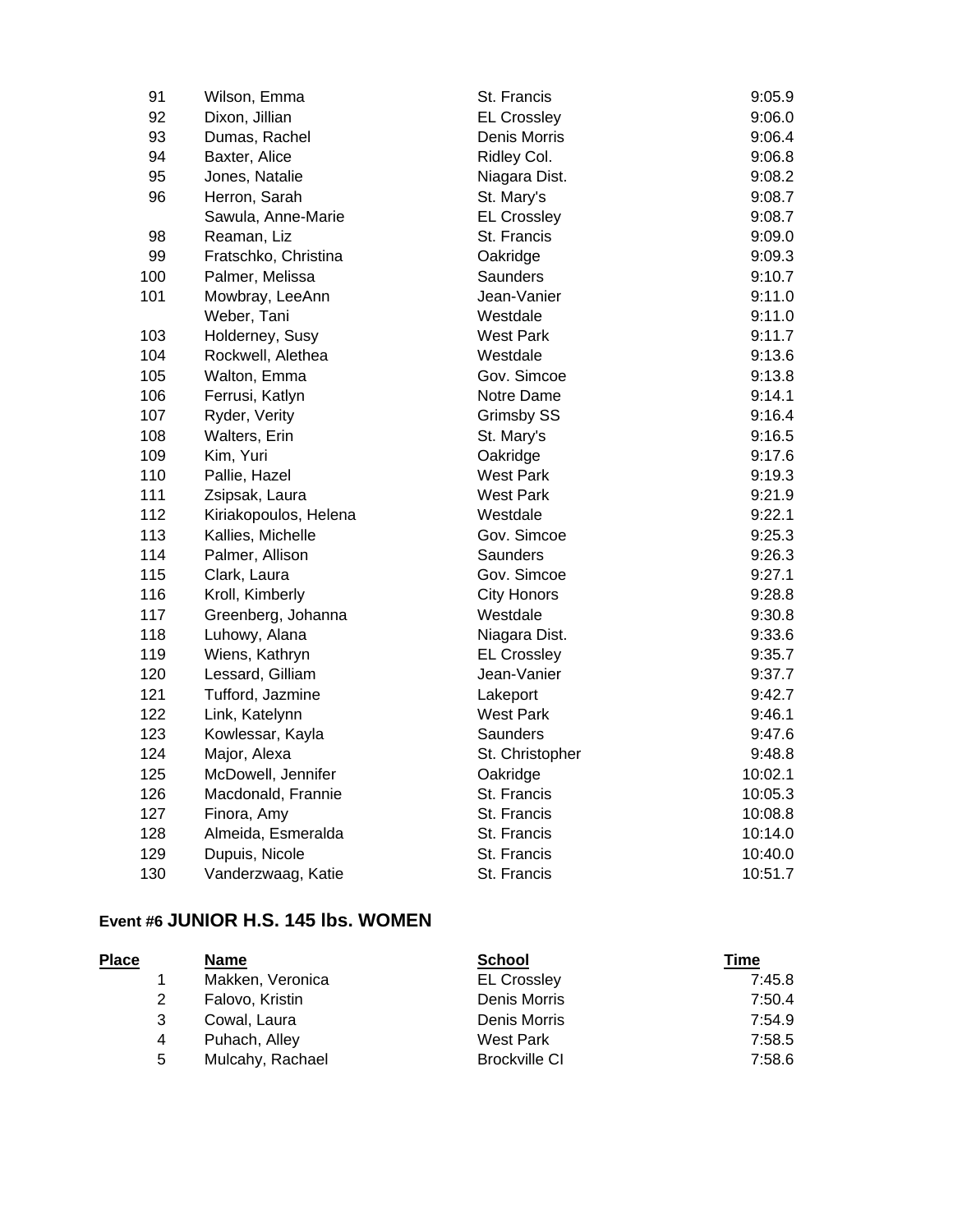| Place | Name | School | Time |
|---|---|---|---|
| 91 | Wilson, Emma | St. Francis | 9:05.9 |
| 92 | Dixon, Jillian | EL Crossley | 9:06.0 |
| 93 | Dumas, Rachel | Denis Morris | 9:06.4 |
| 94 | Baxter, Alice | Ridley Col. | 9:06.8 |
| 95 | Jones, Natalie | Niagara Dist. | 9:08.2 |
| 96 | Herron, Sarah | St. Mary's | 9:08.7 |
| | Sawula, Anne-Marie | EL Crossley | 9:08.7 |
| 98 | Reaman, Liz | St. Francis | 9:09.0 |
| 99 | Fratschko, Christina | Oakridge | 9:09.3 |
| 100 | Palmer, Melissa | Saunders | 9:10.7 |
| 101 | Mowbray, LeeAnn | Jean-Vanier | 9:11.0 |
| | Weber, Tani | Westdale | 9:11.0 |
| 103 | Holderney, Susy | West Park | 9:11.7 |
| 104 | Rockwell, Alethea | Westdale | 9:13.6 |
| 105 | Walton, Emma | Gov. Simcoe | 9:13.8 |
| 106 | Ferrusi, Katlyn | Notre Dame | 9:14.1 |
| 107 | Ryder, Verity | Grimsby SS | 9:16.4 |
| 108 | Walters, Erin | St. Mary's | 9:16.5 |
| 109 | Kim, Yuri | Oakridge | 9:17.6 |
| 110 | Pallie, Hazel | West Park | 9:19.3 |
| 111 | Zsipsak, Laura | West Park | 9:21.9 |
| 112 | Kiriakopoulos, Helena | Westdale | 9:22.1 |
| 113 | Kallies, Michelle | Gov. Simcoe | 9:25.3 |
| 114 | Palmer, Allison | Saunders | 9:26.3 |
| 115 | Clark, Laura | Gov. Simcoe | 9:27.1 |
| 116 | Kroll, Kimberly | City Honors | 9:28.8 |
| 117 | Greenberg, Johanna | Westdale | 9:30.8 |
| 118 | Luhowy, Alana | Niagara Dist. | 9:33.6 |
| 119 | Wiens, Kathryn | EL Crossley | 9:35.7 |
| 120 | Lessard, Gilliam | Jean-Vanier | 9:37.7 |
| 121 | Tufford, Jazmine | Lakeport | 9:42.7 |
| 122 | Link, Katelynn | West Park | 9:46.1 |
| 123 | Kowlessar, Kayla | Saunders | 9:47.6 |
| 124 | Major, Alexa | St. Christopher | 9:48.8 |
| 125 | McDowell, Jennifer | Oakridge | 10:02.1 |
| 126 | Macdonald, Frannie | St. Francis | 10:05.3 |
| 127 | Finora, Amy | St. Francis | 10:08.8 |
| 128 | Almeida, Esmeralda | St. Francis | 10:14.0 |
| 129 | Dupuis, Nicole | St. Francis | 10:40.0 |
| 130 | Vanderzwaag, Katie | St. Francis | 10:51.7 |

## Event #6 JUNIOR H.S. 145 lbs. WOMEN

| Place | Name | School | Time |
|---|---|---|---|
| 1 | Makken, Veronica | EL Crossley | 7:45.8 |
| 2 | Falovo, Kristin | Denis Morris | 7:50.4 |
| 3 | Cowal, Laura | Denis Morris | 7:54.9 |
| 4 | Puhach, Alley | West Park | 7:58.5 |
| 5 | Mulcahy, Rachael | Brockville CI | 7:58.6 |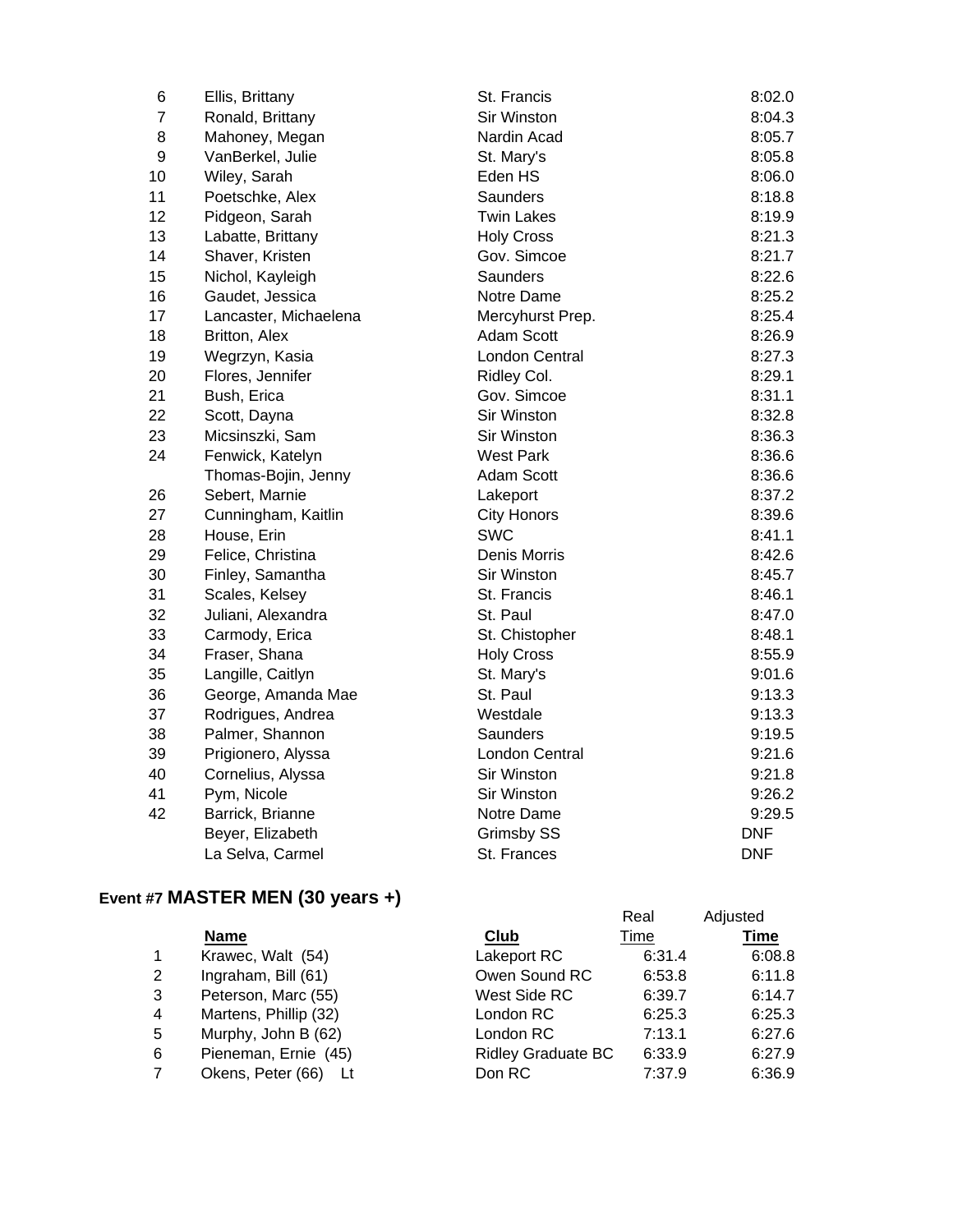| | | | |
|---|---|---|---|
| 6 | Ellis, Brittany | St. Francis | 8:02.0 |
| 7 | Ronald, Brittany | Sir Winston | 8:04.3 |
| 8 | Mahoney, Megan | Nardin Acad | 8:05.7 |
| 9 | VanBerkel, Julie | St. Mary's | 8:05.8 |
| 10 | Wiley, Sarah | Eden HS | 8:06.0 |
| 11 | Poetschke, Alex | Saunders | 8:18.8 |
| 12 | Pidgeon, Sarah | Twin Lakes | 8:19.9 |
| 13 | Labatte, Brittany | Holy Cross | 8:21.3 |
| 14 | Shaver, Kristen | Gov. Simcoe | 8:21.7 |
| 15 | Nichol, Kayleigh | Saunders | 8:22.6 |
| 16 | Gaudet, Jessica | Notre Dame | 8:25.2 |
| 17 | Lancaster, Michaelena | Mercyhurst Prep. | 8:25.4 |
| 18 | Britton, Alex | Adam Scott | 8:26.9 |
| 19 | Wegrzyn, Kasia | London Central | 8:27.3 |
| 20 | Flores, Jennifer | Ridley Col. | 8:29.1 |
| 21 | Bush, Erica | Gov. Simcoe | 8:31.1 |
| 22 | Scott, Dayna | Sir Winston | 8:32.8 |
| 23 | Micsinszki, Sam | Sir Winston | 8:36.3 |
| 24 | Fenwick, Katelyn | West Park | 8:36.6 |
| | Thomas-Bojin, Jenny | Adam Scott | 8:36.6 |
| 26 | Sebert, Marnie | Lakeport | 8:37.2 |
| 27 | Cunningham, Kaitlin | City Honors | 8:39.6 |
| 28 | House, Erin | SWC | 8:41.1 |
| 29 | Felice, Christina | Denis Morris | 8:42.6 |
| 30 | Finley, Samantha | Sir Winston | 8:45.7 |
| 31 | Scales, Kelsey | St. Francis | 8:46.1 |
| 32 | Juliani, Alexandra | St. Paul | 8:47.0 |
| 33 | Carmody, Erica | St. Chistopher | 8:48.1 |
| 34 | Fraser, Shana | Holy Cross | 8:55.9 |
| 35 | Langille, Caitlyn | St. Mary's | 9:01.6 |
| 36 | George, Amanda Mae | St. Paul | 9:13.3 |
| 37 | Rodrigues, Andrea | Westdale | 9:13.3 |
| 38 | Palmer, Shannon | Saunders | 9:19.5 |
| 39 | Prigionero, Alyssa | London Central | 9:21.6 |
| 40 | Cornelius, Alyssa | Sir Winston | 9:21.8 |
| 41 | Pym, Nicole | Sir Winston | 9:26.2 |
| 42 | Barrick, Brianne | Notre Dame | 9:29.5 |
| | Beyer, Elizabeth | Grimsby SS | DNF |
| | La Selva, Carmel | St. Frances | DNF |

## Event #7 MASTER MEN (30 years +)

| | Name | Club | Real Time | Adjusted Time |
|---|---|---|---|---|
| 1 | Krawec, Walt (54) | Lakeport RC | 6:31.4 | 6:08.8 |
| 2 | Ingraham, Bill (61) | Owen Sound RC | 6:53.8 | 6:11.8 |
| 3 | Peterson, Marc (55) | West Side RC | 6:39.7 | 6:14.7 |
| 4 | Martens, Phillip (32) | London RC | 6:25.3 | 6:25.3 |
| 5 | Murphy, John B (62) | London RC | 7:13.1 | 6:27.6 |
| 6 | Pieneman, Ernie (45) | Ridley Graduate BC | 6:33.9 | 6:27.9 |
| 7 | Okens, Peter (66) Lt | Don RC | 7:37.9 | 6:36.9 |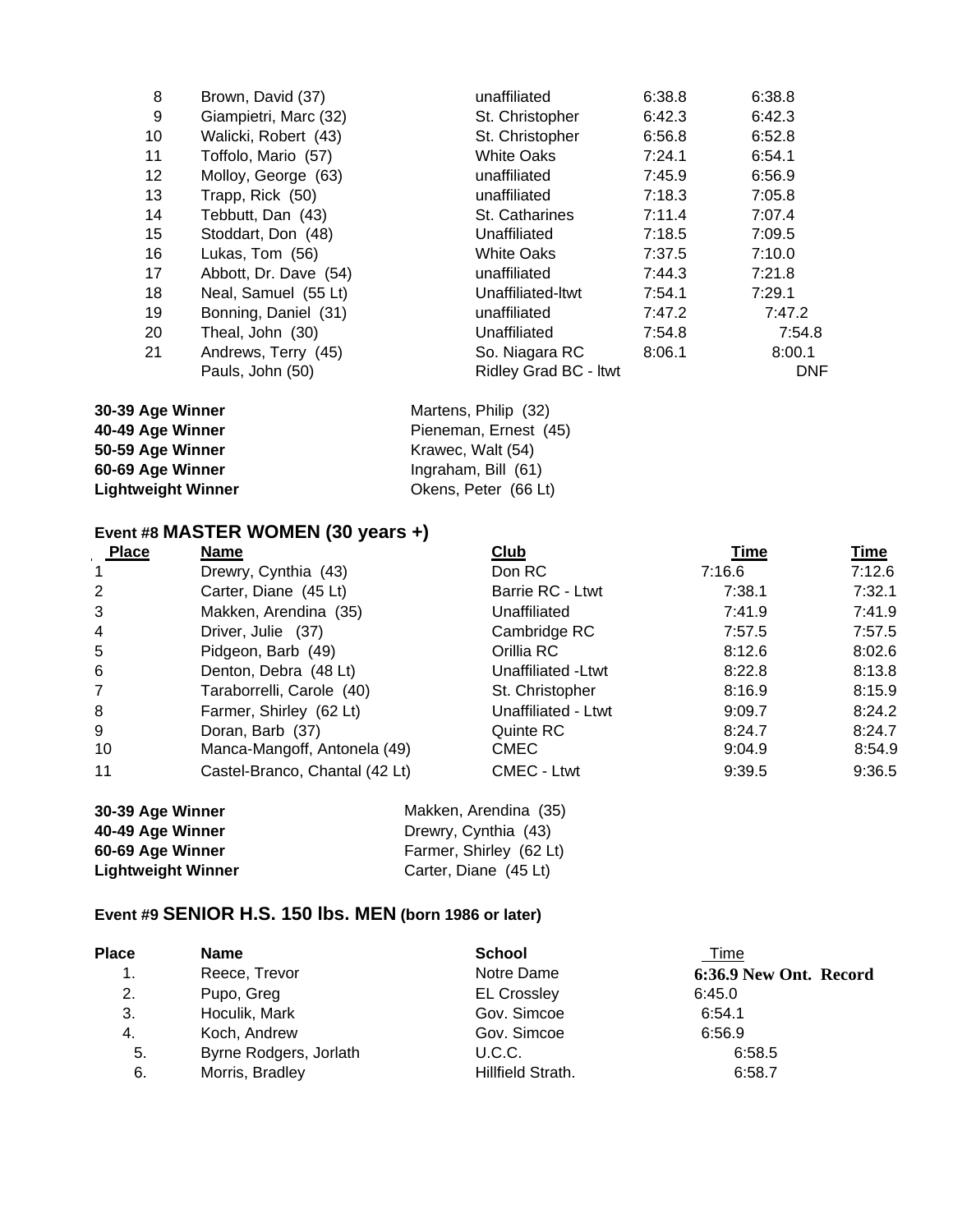| | | | | |
|---|---|---|---|---|
| 8 | Brown, David (37) | unaffiliated | 6:38.8 | 6:38.8 |
| 9 | Giampietri, Marc (32) | St. Christopher | 6:42.3 | 6:42.3 |
| 10 | Walicki, Robert (43) | St. Christopher | 6:56.8 | 6:52.8 |
| 11 | Toffolo, Mario (57) | White Oaks | 7:24.1 | 6:54.1 |
| 12 | Molloy, George (63) | unaffiliated | 7:45.9 | 6:56.9 |
| 13 | Trapp, Rick (50) | unaffiliated | 7:18.3 | 7:05.8 |
| 14 | Tebbutt, Dan (43) | St. Catharines | 7:11.4 | 7:07.4 |
| 15 | Stoddart, Don (48) | Unaffiliated | 7:18.5 | 7:09.5 |
| 16 | Lukas, Tom (56) | White Oaks | 7:37.5 | 7:10.0 |
| 17 | Abbott, Dr. Dave (54) | unaffiliated | 7:44.3 | 7:21.8 |
| 18 | Neal, Samuel (55 Lt) | Unaffiliated-ltwt | 7:54.1 | 7:29.1 |
| 19 | Bonning, Daniel (31) | unaffiliated | 7:47.2 | 7:47.2 |
| 20 | Theal, John (30) | Unaffiliated | 7:54.8 | 7:54.8 |
| 21 | Andrews, Terry (45) | So. Niagara RC | 8:06.1 | 8:00.1 |
| | Pauls, John (50) | Ridley Grad BC - ltwt | | DNF |

**30-39 Age Winner** Martens, Philip (32)
**40-49 Age Winner** Pieneman, Ernest (45)
**50-59 Age Winner** Krawec, Walt (54)
**60-69 Age Winner** Ingraham, Bill (61)
**Lightweight Winner** Okens, Peter (66 Lt)

## Event #8 MASTER WOMEN (30 years +)

| Place | Name | Club | Time | Time |
|---|---|---|---|---|
| 1 | Drewry, Cynthia (43) | Don RC | 7:16.6 | 7:12.6 |
| 2 | Carter, Diane (45 Lt) | Barrie RC - Ltwt | 7:38.1 | 7:32.1 |
| 3 | Makken, Arendina (35) | Unaffiliated | 7:41.9 | 7:41.9 |
| 4 | Driver, Julie (37) | Cambridge RC | 7:57.5 | 7:57.5 |
| 5 | Pidgeon, Barb (49) | Orillia RC | 8:12.6 | 8:02.6 |
| 6 | Denton, Debra (48 Lt) | Unaffiliated -Ltwt | 8:22.8 | 8:13.8 |
| 7 | Taraborrelli, Carole (40) | St. Christopher | 8:16.9 | 8:15.9 |
| 8 | Farmer, Shirley (62 Lt) | Unaffiliated - Ltwt | 9:09.7 | 8:24.2 |
| 9 | Doran, Barb (37) | Quinte RC | 8:24.7 | 8:24.7 |
| 10 | Manca-Mangoff, Antonela (49) | CMEC | 9:04.9 | 8:54.9 |
| 11 | Castel-Branco, Chantal (42 Lt) | CMEC - Ltwt | 9:39.5 | 9:36.5 |

**30-39 Age Winner** Makken, Arendina (35)
**40-49 Age Winner** Drewry, Cynthia (43)
**60-69 Age Winner** Farmer, Shirley (62 Lt)
**Lightweight Winner** Carter, Diane (45 Lt)

## Event #9 SENIOR H.S. 150 lbs. MEN (born 1986 or later)

| Place | Name | School | Time |
|---|---|---|---|
| 1. | Reece, Trevor | Notre Dame | **6:36.9 New Ont. Record** |
| 2. | Pupo, Greg | EL Crossley | 6:45.0 |
| 3. | Hoculik, Mark | Gov. Simcoe | 6:54.1 |
| 4. | Koch, Andrew | Gov. Simcoe | 6:56.9 |
| 5. | Byrne Rodgers, Jorlath | U.C.C. | 6:58.5 |
| 6. | Morris, Bradley | Hillfield Strath. | 6:58.7 |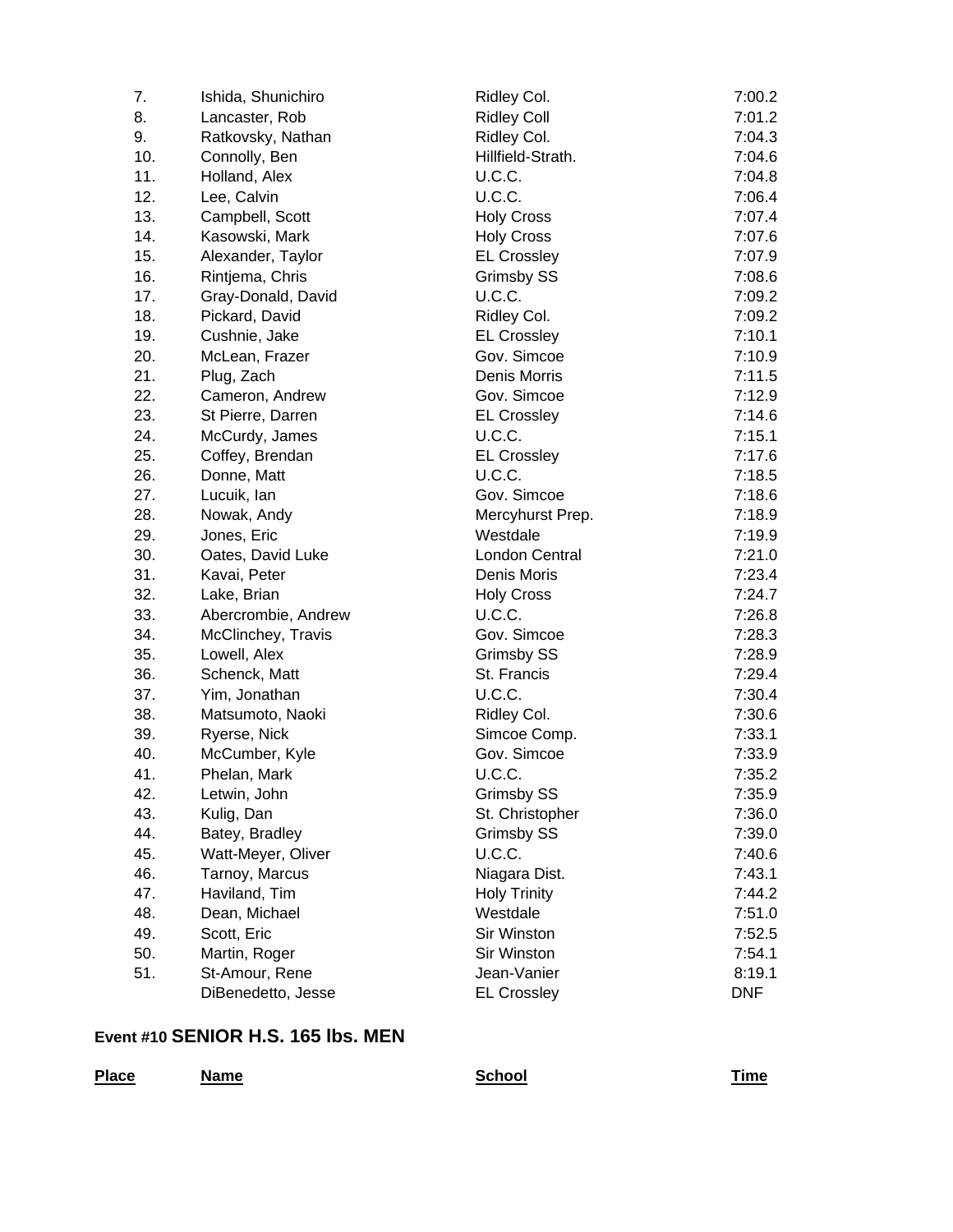| | | | |
|---|---|---|---|
| 7. | Ishida, Shunichiro | Ridley Col. | 7:00.2 |
| 8. | Lancaster, Rob | Ridley Coll | 7:01.2 |
| 9. | Ratkovsky, Nathan | Ridley Col. | 7:04.3 |
| 10. | Connolly, Ben | Hillfield-Strath. | 7:04.6 |
| 11. | Holland, Alex | U.C.C. | 7:04.8 |
| 12. | Lee, Calvin | U.C.C. | 7:06.4 |
| 13. | Campbell, Scott | Holy Cross | 7:07.4 |
| 14. | Kasowski, Mark | Holy Cross | 7:07.6 |
| 15. | Alexander, Taylor | EL Crossley | 7:07.9 |
| 16. | Rintjema, Chris | Grimsby SS | 7:08.6 |
| 17. | Gray-Donald, David | U.C.C. | 7:09.2 |
| 18. | Pickard, David | Ridley Col. | 7:09.2 |
| 19. | Cushnie, Jake | EL Crossley | 7:10.1 |
| 20. | McLean, Frazer | Gov. Simcoe | 7:10.9 |
| 21. | Plug, Zach | Denis Morris | 7:11.5 |
| 22. | Cameron, Andrew | Gov. Simcoe | 7:12.9 |
| 23. | St Pierre, Darren | EL Crossley | 7:14.6 |
| 24. | McCurdy, James | U.C.C. | 7:15.1 |
| 25. | Coffey, Brendan | EL Crossley | 7:17.6 |
| 26. | Donne, Matt | U.C.C. | 7:18.5 |
| 27. | Lucuik, Ian | Gov. Simcoe | 7:18.6 |
| 28. | Nowak, Andy | Mercyhurst Prep. | 7:18.9 |
| 29. | Jones, Eric | Westdale | 7:19.9 |
| 30. | Oates, David Luke | London Central | 7:21.0 |
| 31. | Kavai, Peter | Denis Moris | 7:23.4 |
| 32. | Lake, Brian | Holy Cross | 7:24.7 |
| 33. | Abercrombie, Andrew | U.C.C. | 7:26.8 |
| 34. | McClinchey, Travis | Gov. Simcoe | 7:28.3 |
| 35. | Lowell, Alex | Grimsby SS | 7:28.9 |
| 36. | Schenck, Matt | St. Francis | 7:29.4 |
| 37. | Yim, Jonathan | U.C.C. | 7:30.4 |
| 38. | Matsumoto, Naoki | Ridley Col. | 7:30.6 |
| 39. | Ryerse, Nick | Simcoe Comp. | 7:33.1 |
| 40. | McCumber, Kyle | Gov. Simcoe | 7:33.9 |
| 41. | Phelan, Mark | U.C.C. | 7:35.2 |
| 42. | Letwin, John | Grimsby SS | 7:35.9 |
| 43. | Kulig, Dan | St. Christopher | 7:36.0 |
| 44. | Batey, Bradley | Grimsby SS | 7:39.0 |
| 45. | Watt-Meyer, Oliver | U.C.C. | 7:40.6 |
| 46. | Tarnoy, Marcus | Niagara Dist. | 7:43.1 |
| 47. | Haviland, Tim | Holy Trinity | 7:44.2 |
| 48. | Dean, Michael | Westdale | 7:51.0 |
| 49. | Scott, Eric | Sir Winston | 7:52.5 |
| 50. | Martin, Roger | Sir Winston | 7:54.1 |
| 51. | St-Amour, Rene | Jean-Vanier | 8:19.1 |
| | DiBenedetto, Jesse | EL Crossley | DNF |

## Event #10 SENIOR H.S. 165 lbs. MEN

| Place | Name | School | Time |
|---|---|---|---|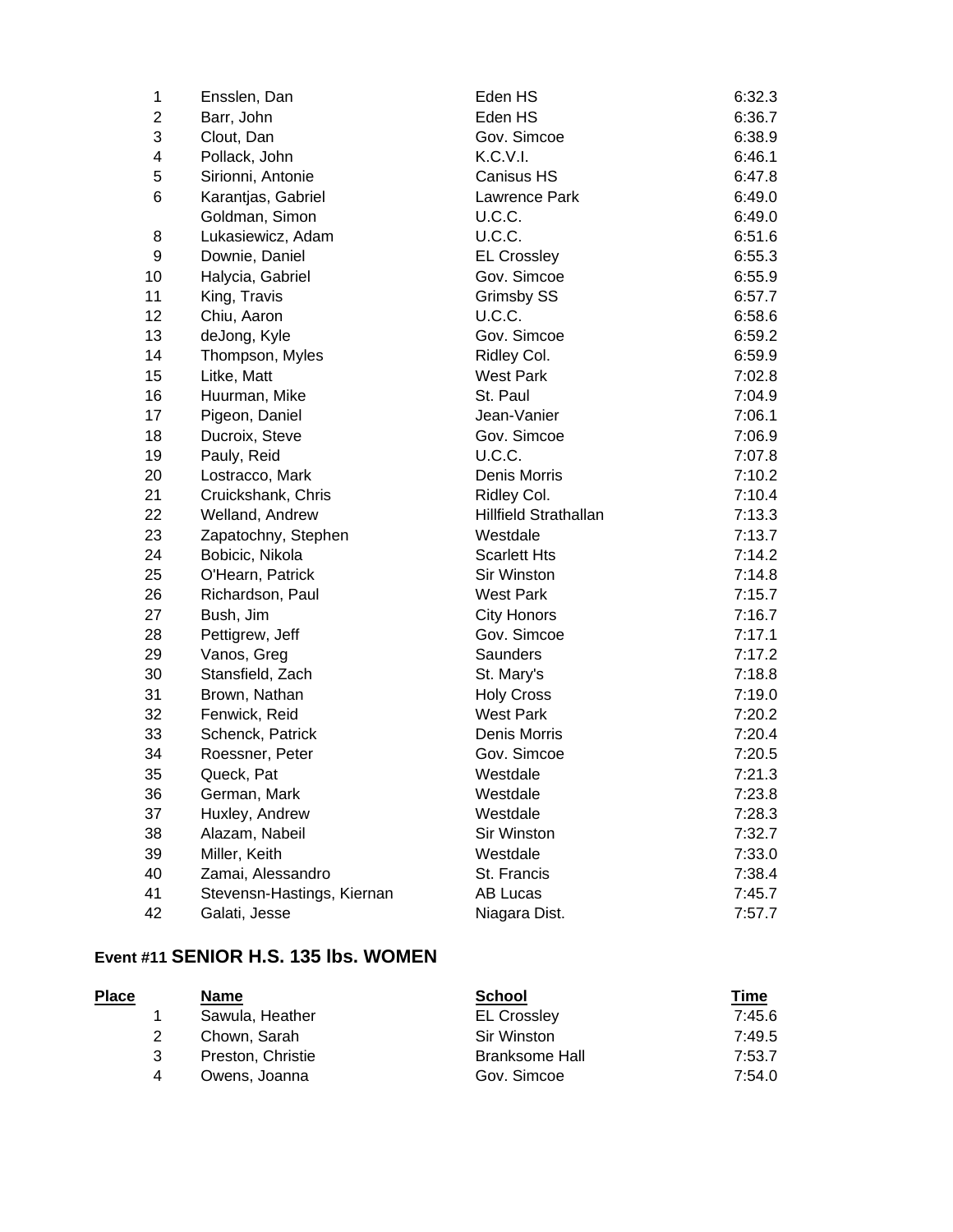| Place | Name | School | Time |
|---|---|---|---|
| 1 | Ensslen, Dan | Eden HS | 6:32.3 |
| 2 | Barr, John | Eden HS | 6:36.7 |
| 3 | Clout, Dan | Gov. Simcoe | 6:38.9 |
| 4 | Pollack, John | K.C.V.I. | 6:46.1 |
| 5 | Sirionni, Antonie | Canisus HS | 6:47.8 |
| 6 | Karantjas, Gabriel | Lawrence Park | 6:49.0 |
| | Goldman, Simon | U.C.C. | 6:49.0 |
| 8 | Lukasiewicz, Adam | U.C.C. | 6:51.6 |
| 9 | Downie, Daniel | EL Crossley | 6:55.3 |
| 10 | Halycia, Gabriel | Gov. Simcoe | 6:55.9 |
| 11 | King, Travis | Grimsby SS | 6:57.7 |
| 12 | Chiu, Aaron | U.C.C. | 6:58.6 |
| 13 | deJong, Kyle | Gov. Simcoe | 6:59.2 |
| 14 | Thompson, Myles | Ridley Col. | 6:59.9 |
| 15 | Litke, Matt | West Park | 7:02.8 |
| 16 | Huurman, Mike | St. Paul | 7:04.9 |
| 17 | Pigeon, Daniel | Jean-Vanier | 7:06.1 |
| 18 | Ducroix, Steve | Gov. Simcoe | 7:06.9 |
| 19 | Pauly, Reid | U.C.C. | 7:07.8 |
| 20 | Lostracco, Mark | Denis Morris | 7:10.2 |
| 21 | Cruickshank, Chris | Ridley Col. | 7:10.4 |
| 22 | Welland, Andrew | Hillfield Strathallan | 7:13.3 |
| 23 | Zapatochny, Stephen | Westdale | 7:13.7 |
| 24 | Bobicic, Nikola | Scarlett Hts | 7:14.2 |
| 25 | O'Hearn, Patrick | Sir Winston | 7:14.8 |
| 26 | Richardson, Paul | West Park | 7:15.7 |
| 27 | Bush, Jim | City Honors | 7:16.7 |
| 28 | Pettigrew, Jeff | Gov. Simcoe | 7:17.1 |
| 29 | Vanos, Greg | Saunders | 7:17.2 |
| 30 | Stansfield, Zach | St. Mary's | 7:18.8 |
| 31 | Brown, Nathan | Holy Cross | 7:19.0 |
| 32 | Fenwick, Reid | West Park | 7:20.2 |
| 33 | Schenck, Patrick | Denis Morris | 7:20.4 |
| 34 | Roessner, Peter | Gov. Simcoe | 7:20.5 |
| 35 | Queck, Pat | Westdale | 7:21.3 |
| 36 | German, Mark | Westdale | 7:23.8 |
| 37 | Huxley, Andrew | Westdale | 7:28.3 |
| 38 | Alazam, Nabeil | Sir Winston | 7:32.7 |
| 39 | Miller, Keith | Westdale | 7:33.0 |
| 40 | Zamai, Alessandro | St. Francis | 7:38.4 |
| 41 | Stevensn-Hastings, Kiernan | AB Lucas | 7:45.7 |
| 42 | Galati, Jesse | Niagara Dist. | 7:57.7 |

### Event #11 SENIOR H.S. 135 lbs. WOMEN

| Place | Name | School | Time |
|---|---|---|---|
| 1 | Sawula, Heather | EL Crossley | 7:45.6 |
| 2 | Chown, Sarah | Sir Winston | 7:49.5 |
| 3 | Preston, Christie | Branksome Hall | 7:53.7 |
| 4 | Owens, Joanna | Gov. Simcoe | 7:54.0 |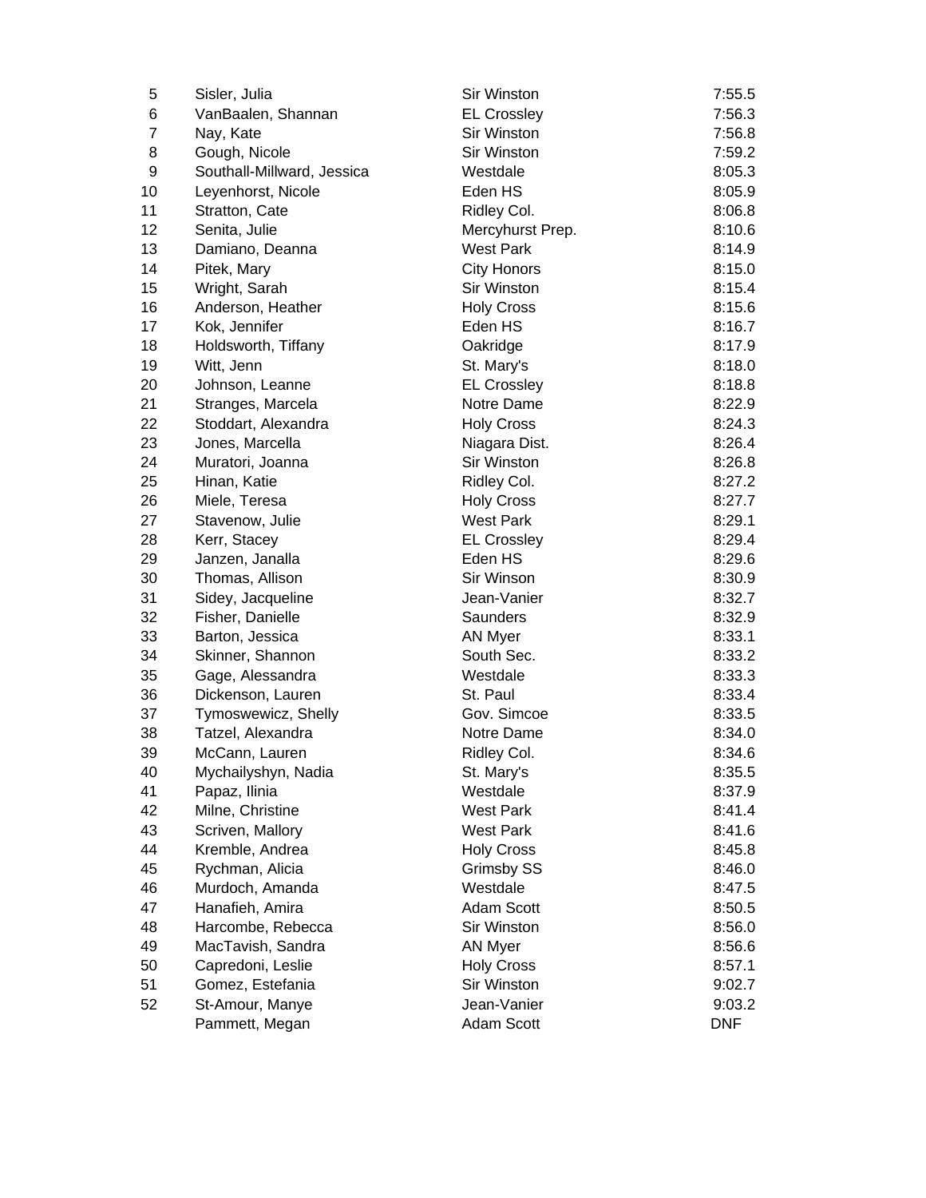| | | | |
|---|---|---|---|
| 5 | Sisler, Julia | Sir Winston | 7:55.5 |
| 6 | VanBaalen, Shannan | EL Crossley | 7:56.3 |
| 7 | Nay, Kate | Sir Winston | 7:56.8 |
| 8 | Gough, Nicole | Sir Winston | 7:59.2 |
| 9 | Southall-Millward, Jessica | Westdale | 8:05.3 |
| 10 | Leyenhorst, Nicole | Eden HS | 8:05.9 |
| 11 | Stratton, Cate | Ridley Col. | 8:06.8 |
| 12 | Senita, Julie | Mercyhurst Prep. | 8:10.6 |
| 13 | Damiano, Deanna | West Park | 8:14.9 |
| 14 | Pitek, Mary | City Honors | 8:15.0 |
| 15 | Wright, Sarah | Sir Winston | 8:15.4 |
| 16 | Anderson, Heather | Holy Cross | 8:15.6 |
| 17 | Kok, Jennifer | Eden HS | 8:16.7 |
| 18 | Holdsworth, Tiffany | Oakridge | 8:17.9 |
| 19 | Witt, Jenn | St. Mary's | 8:18.0 |
| 20 | Johnson, Leanne | EL Crossley | 8:18.8 |
| 21 | Stranges, Marcela | Notre Dame | 8:22.9 |
| 22 | Stoddart, Alexandra | Holy Cross | 8:24.3 |
| 23 | Jones, Marcella | Niagara Dist. | 8:26.4 |
| 24 | Muratori, Joanna | Sir Winston | 8:26.8 |
| 25 | Hinan, Katie | Ridley Col. | 8:27.2 |
| 26 | Miele, Teresa | Holy Cross | 8:27.7 |
| 27 | Stavenow, Julie | West Park | 8:29.1 |
| 28 | Kerr, Stacey | EL Crossley | 8:29.4 |
| 29 | Janzen, Janalla | Eden HS | 8:29.6 |
| 30 | Thomas, Allison | Sir Winson | 8:30.9 |
| 31 | Sidey, Jacqueline | Jean-Vanier | 8:32.7 |
| 32 | Fisher, Danielle | Saunders | 8:32.9 |
| 33 | Barton, Jessica | AN Myer | 8:33.1 |
| 34 | Skinner, Shannon | South Sec. | 8:33.2 |
| 35 | Gage, Alessandra | Westdale | 8:33.3 |
| 36 | Dickenson, Lauren | St. Paul | 8:33.4 |
| 37 | Tymoswewicz, Shelly | Gov. Simcoe | 8:33.5 |
| 38 | Tatzel, Alexandra | Notre Dame | 8:34.0 |
| 39 | McCann, Lauren | Ridley Col. | 8:34.6 |
| 40 | Mychailyshyn, Nadia | St. Mary's | 8:35.5 |
| 41 | Papaz, Ilinia | Westdale | 8:37.9 |
| 42 | Milne, Christine | West Park | 8:41.4 |
| 43 | Scriven, Mallory | West Park | 8:41.6 |
| 44 | Kremble, Andrea | Holy Cross | 8:45.8 |
| 45 | Rychman, Alicia | Grimsby SS | 8:46.0 |
| 46 | Murdoch, Amanda | Westdale | 8:47.5 |
| 47 | Hanafieh, Amira | Adam Scott | 8:50.5 |
| 48 | Harcombe, Rebecca | Sir Winston | 8:56.0 |
| 49 | MacTavish, Sandra | AN Myer | 8:56.6 |
| 50 | Capredoni, Leslie | Holy Cross | 8:57.1 |
| 51 | Gomez, Estefania | Sir Winston | 9:02.7 |
| 52 | St-Amour, Manye | Jean-Vanier | 9:03.2 |
| | Pammett, Megan | Adam Scott | DNF |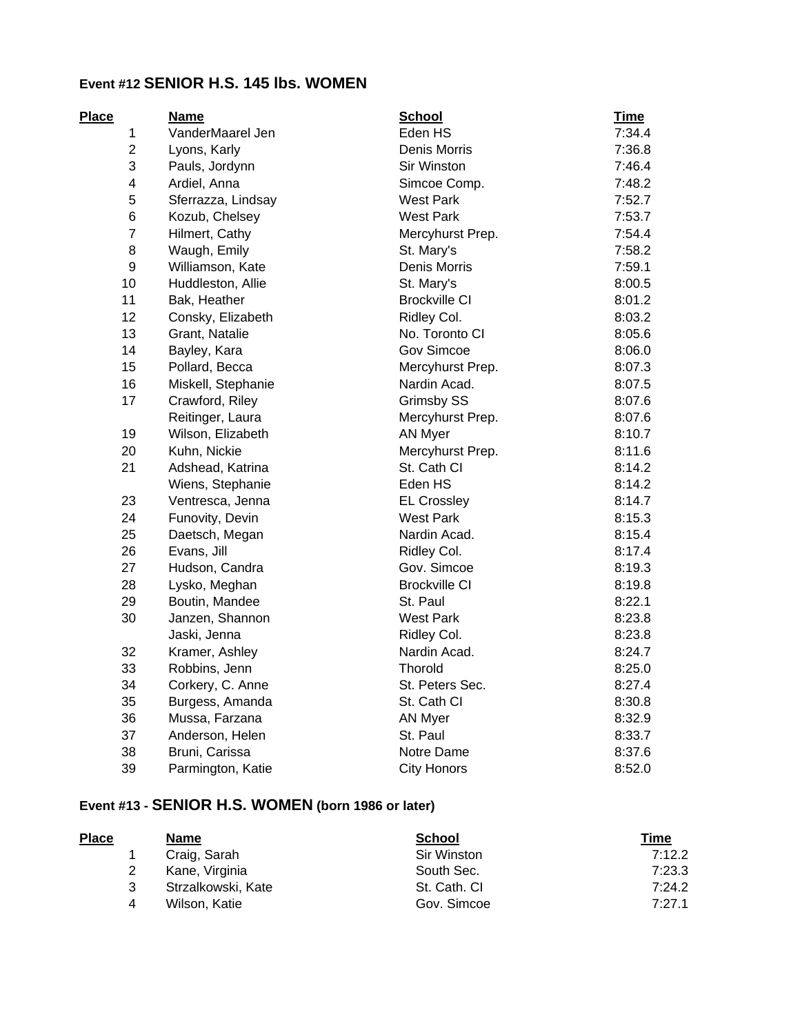### Event #12 SENIOR H.S. 145 lbs. WOMEN

| Place | Name | School | Time |
|---|---|---|---|
| 1 | VanderMaarel Jen | Eden HS | 7:34.4 |
| 2 | Lyons, Karly | Denis Morris | 7:36.8 |
| 3 | Pauls, Jordynn | Sir Winston | 7:46.4 |
| 4 | Ardiel, Anna | Simcoe Comp. | 7:48.2 |
| 5 | Sferrazza, Lindsay | West Park | 7:52.7 |
| 6 | Kozub, Chelsey | West Park | 7:53.7 |
| 7 | Hilmert, Cathy | Mercyhurst Prep. | 7:54.4 |
| 8 | Waugh, Emily | St. Mary's | 7:58.2 |
| 9 | Williamson, Kate | Denis Morris | 7:59.1 |
| 10 | Huddleston, Allie | St. Mary's | 8:00.5 |
| 11 | Bak, Heather | Brockville CI | 8:01.2 |
| 12 | Consky, Elizabeth | Ridley Col. | 8:03.2 |
| 13 | Grant, Natalie | No. Toronto CI | 8:05.6 |
| 14 | Bayley, Kara | Gov Simcoe | 8:06.0 |
| 15 | Pollard, Becca | Mercyhurst Prep. | 8:07.3 |
| 16 | Miskell, Stephanie | Nardin Acad. | 8:07.5 |
| 17 | Crawford, Riley | Grimsby SS | 8:07.6 |
| | Reitinger, Laura | Mercyhurst Prep. | 8:07.6 |
| 19 | Wilson, Elizabeth | AN Myer | 8:10.7 |
| 20 | Kuhn, Nickie | Mercyhurst Prep. | 8:11.6 |
| 21 | Adshead, Katrina | St. Cath CI | 8:14.2 |
| | Wiens, Stephanie | Eden HS | 8:14.2 |
| 23 | Ventresca, Jenna | EL Crossley | 8:14.7 |
| 24 | Funovity, Devin | West Park | 8:15.3 |
| 25 | Daetsch, Megan | Nardin Acad. | 8:15.4 |
| 26 | Evans, Jill | Ridley Col. | 8:17.4 |
| 27 | Hudson, Candra | Gov. Simcoe | 8:19.3 |
| 28 | Lysko, Meghan | Brockville CI | 8:19.8 |
| 29 | Boutin, Mandee | St. Paul | 8:22.1 |
| 30 | Janzen, Shannon | West Park | 8:23.8 |
| | Jaski, Jenna | Ridley Col. | 8:23.8 |
| 32 | Kramer, Ashley | Nardin Acad. | 8:24.7 |
| 33 | Robbins, Jenn | Thorold | 8:25.0 |
| 34 | Corkery, C. Anne | St. Peters Sec. | 8:27.4 |
| 35 | Burgess, Amanda | St. Cath CI | 8:30.8 |
| 36 | Mussa, Farzana | AN Myer | 8:32.9 |
| 37 | Anderson, Helen | St. Paul | 8:33.7 |
| 38 | Bruni, Carissa | Notre Dame | 8:37.6 |
| 39 | Parmington, Katie | City Honors | 8:52.0 |

### Event #13 - SENIOR H.S. WOMEN (born 1986 or later)

| Place | Name | School | Time |
|---|---|---|---|
| 1 | Craig, Sarah | Sir Winston | 7:12.2 |
| 2 | Kane, Virginia | South Sec. | 7:23.3 |
| 3 | Strzalkowski, Kate | St. Cath. CI | 7:24.2 |
| 4 | Wilson, Katie | Gov. Simcoe | 7:27.1 |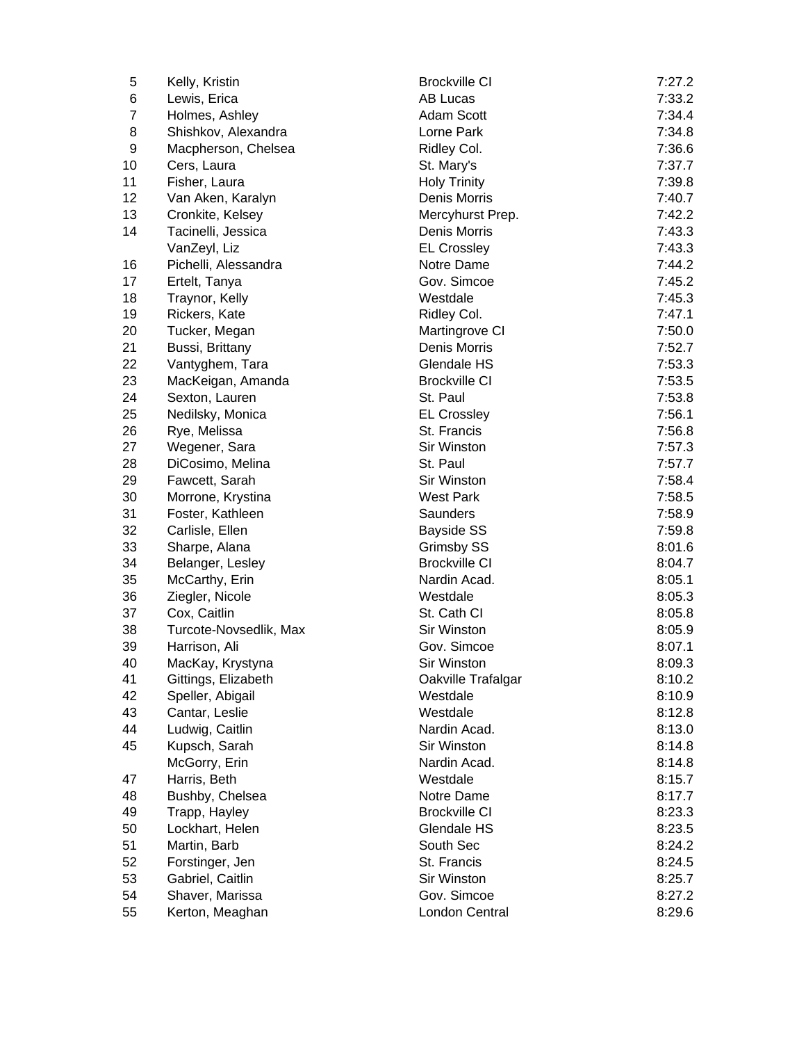| | | | |
|---|---|---|---|
| 5 | Kelly, Kristin | Brockville CI | 7:27.2 |
| 6 | Lewis, Erica | AB Lucas | 7:33.2 |
| 7 | Holmes, Ashley | Adam Scott | 7:34.4 |
| 8 | Shishkov, Alexandra | Lorne Park | 7:34.8 |
| 9 | Macpherson, Chelsea | Ridley Col. | 7:36.6 |
| 10 | Cers, Laura | St. Mary's | 7:37.7 |
| 11 | Fisher, Laura | Holy Trinity | 7:39.8 |
| 12 | Van Aken, Karalyn | Denis Morris | 7:40.7 |
| 13 | Cronkite, Kelsey | Mercyhurst Prep. | 7:42.2 |
| 14 | Tacinelli, Jessica | Denis Morris | 7:43.3 |
| | VanZeyl, Liz | EL Crossley | 7:43.3 |
| 16 | Pichelli, Alessandra | Notre Dame | 7:44.2 |
| 17 | Ertelt, Tanya | Gov. Simcoe | 7:45.2 |
| 18 | Traynor, Kelly | Westdale | 7:45.3 |
| 19 | Rickers, Kate | Ridley Col. | 7:47.1 |
| 20 | Tucker, Megan | Martingrove CI | 7:50.0 |
| 21 | Bussi, Brittany | Denis Morris | 7:52.7 |
| 22 | Vantyghem, Tara | Glendale HS | 7:53.3 |
| 23 | MacKeigan, Amanda | Brockville CI | 7:53.5 |
| 24 | Sexton, Lauren | St. Paul | 7:53.8 |
| 25 | Nedilsky, Monica | EL Crossley | 7:56.1 |
| 26 | Rye, Melissa | St. Francis | 7:56.8 |
| 27 | Wegener, Sara | Sir Winston | 7:57.3 |
| 28 | DiCosimo, Melina | St. Paul | 7:57.7 |
| 29 | Fawcett, Sarah | Sir Winston | 7:58.4 |
| 30 | Morrone, Krystina | West Park | 7:58.5 |
| 31 | Foster, Kathleen | Saunders | 7:58.9 |
| 32 | Carlisle, Ellen | Bayside SS | 7:59.8 |
| 33 | Sharpe, Alana | Grimsby SS | 8:01.6 |
| 34 | Belanger, Lesley | Brockville CI | 8:04.7 |
| 35 | McCarthy, Erin | Nardin Acad. | 8:05.1 |
| 36 | Ziegler, Nicole | Westdale | 8:05.3 |
| 37 | Cox, Caitlin | St. Cath CI | 8:05.8 |
| 38 | Turcote-Novsedlik, Max | Sir Winston | 8:05.9 |
| 39 | Harrison, Ali | Gov. Simcoe | 8:07.1 |
| 40 | MacKay, Krystyna | Sir Winston | 8:09.3 |
| 41 | Gittings, Elizabeth | Oakville Trafalgar | 8:10.2 |
| 42 | Speller, Abigail | Westdale | 8:10.9 |
| 43 | Cantar, Leslie | Westdale | 8:12.8 |
| 44 | Ludwig, Caitlin | Nardin Acad. | 8:13.0 |
| 45 | Kupsch, Sarah | Sir Winston | 8:14.8 |
| | McGorry, Erin | Nardin Acad. | 8:14.8 |
| 47 | Harris, Beth | Westdale | 8:15.7 |
| 48 | Bushby, Chelsea | Notre Dame | 8:17.7 |
| 49 | Trapp, Hayley | Brockville CI | 8:23.3 |
| 50 | Lockhart, Helen | Glendale HS | 8:23.5 |
| 51 | Martin, Barb | South Sec | 8:24.2 |
| 52 | Forstinger, Jen | St. Francis | 8:24.5 |
| 53 | Gabriel, Caitlin | Sir Winston | 8:25.7 |
| 54 | Shaver, Marissa | Gov. Simcoe | 8:27.2 |
| 55 | Kerton, Meaghan | London Central | 8:29.6 |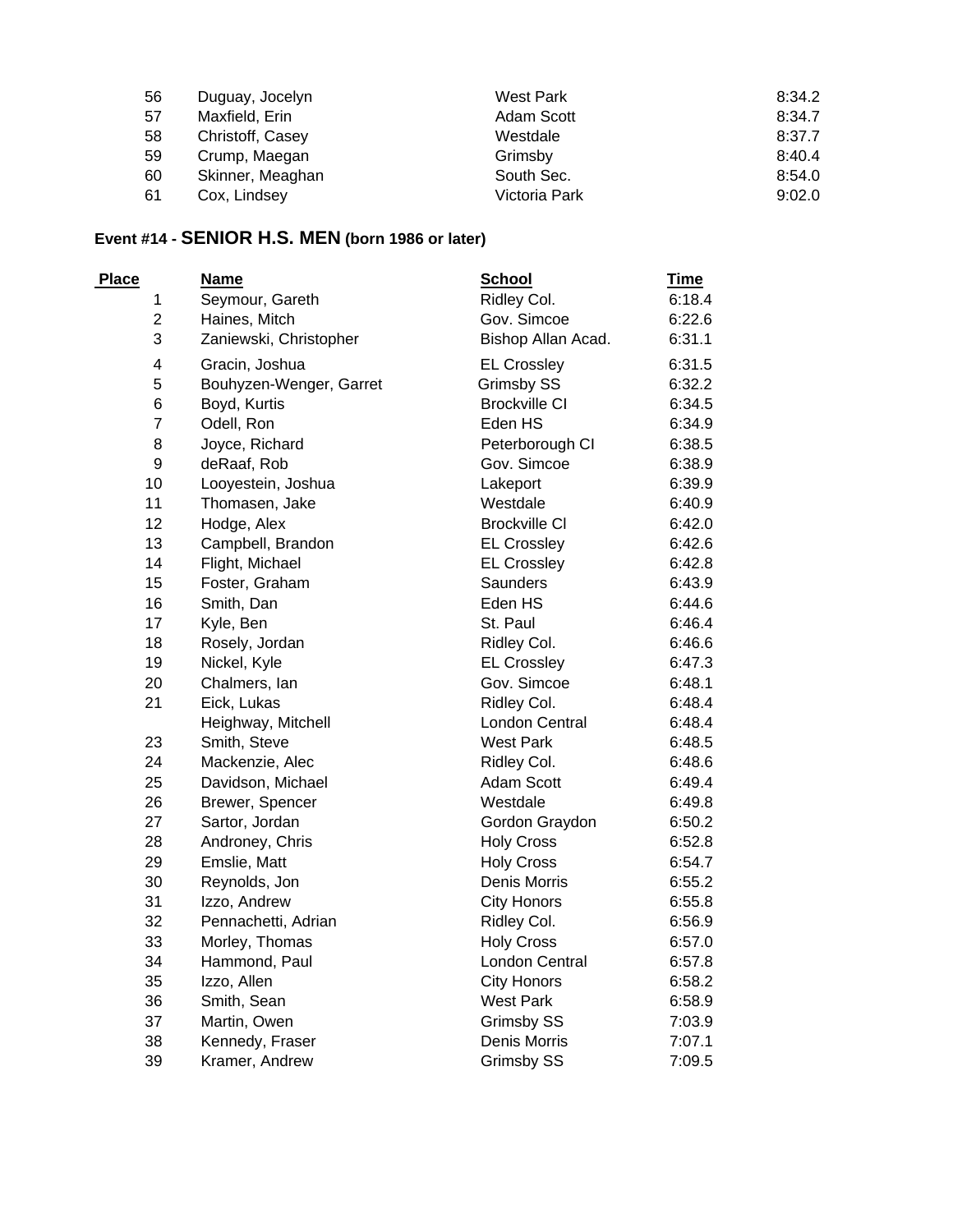| | | | |
|---|---|---|---|
| 56 | Duguay, Jocelyn | West Park | 8:34.2 |
| 57 | Maxfield, Erin | Adam Scott | 8:34.7 |
| 58 | Christoff, Casey | Westdale | 8:37.7 |
| 59 | Crump, Maegan | Grimsby | 8:40.4 |
| 60 | Skinner, Meaghan | South Sec. | 8:54.0 |
| 61 | Cox, Lindsey | Victoria Park | 9:02.0 |

### Event #14 - **SENIOR H.S. MEN** (born 1986 or later)

| Place | Name | School | Time |
|---|---|---|---|
| 1 | Seymour, Gareth | Ridley Col. | 6:18.4 |
| 2 | Haines, Mitch | Gov. Simcoe | 6:22.6 |
| 3 | Zaniewski, Christopher | Bishop Allan Acad. | 6:31.1 |
| 4 | Gracin, Joshua | EL Crossley | 6:31.5 |
| 5 | Bouhyzen-Wenger, Garret | Grimsby SS | 6:32.2 |
| 6 | Boyd, Kurtis | Brockville CI | 6:34.5 |
| 7 | Odell, Ron | Eden HS | 6:34.9 |
| 8 | Joyce, Richard | Peterborough CI | 6:38.5 |
| 9 | deRaaf, Rob | Gov. Simcoe | 6:38.9 |
| 10 | Looyestein, Joshua | Lakeport | 6:39.9 |
| 11 | Thomasen, Jake | Westdale | 6:40.9 |
| 12 | Hodge, Alex | Brockville Cl | 6:42.0 |
| 13 | Campbell, Brandon | EL Crossley | 6:42.6 |
| 14 | Flight, Michael | EL Crossley | 6:42.8 |
| 15 | Foster, Graham | Saunders | 6:43.9 |
| 16 | Smith, Dan | Eden HS | 6:44.6 |
| 17 | Kyle, Ben | St. Paul | 6:46.4 |
| 18 | Rosely, Jordan | Ridley Col. | 6:46.6 |
| 19 | Nickel, Kyle | EL Crossley | 6:47.3 |
| 20 | Chalmers, Ian | Gov. Simcoe | 6:48.1 |
| 21 | Eick, Lukas | Ridley Col. | 6:48.4 |
| | Heighway, Mitchell | London Central | 6:48.4 |
| 23 | Smith, Steve | West Park | 6:48.5 |
| 24 | Mackenzie, Alec | Ridley Col. | 6:48.6 |
| 25 | Davidson, Michael | Adam Scott | 6:49.4 |
| 26 | Brewer, Spencer | Westdale | 6:49.8 |
| 27 | Sartor, Jordan | Gordon Graydon | 6:50.2 |
| 28 | Androney, Chris | Holy Cross | 6:52.8 |
| 29 | Emslie, Matt | Holy Cross | 6:54.7 |
| 30 | Reynolds, Jon | Denis Morris | 6:55.2 |
| 31 | Izzo, Andrew | City Honors | 6:55.8 |
| 32 | Pennachetti, Adrian | Ridley Col. | 6:56.9 |
| 33 | Morley, Thomas | Holy Cross | 6:57.0 |
| 34 | Hammond, Paul | London Central | 6:57.8 |
| 35 | Izzo, Allen | City Honors | 6:58.2 |
| 36 | Smith, Sean | West Park | 6:58.9 |
| 37 | Martin, Owen | Grimsby SS | 7:03.9 |
| 38 | Kennedy, Fraser | Denis Morris | 7:07.1 |
| 39 | Kramer, Andrew | Grimsby SS | 7:09.5 |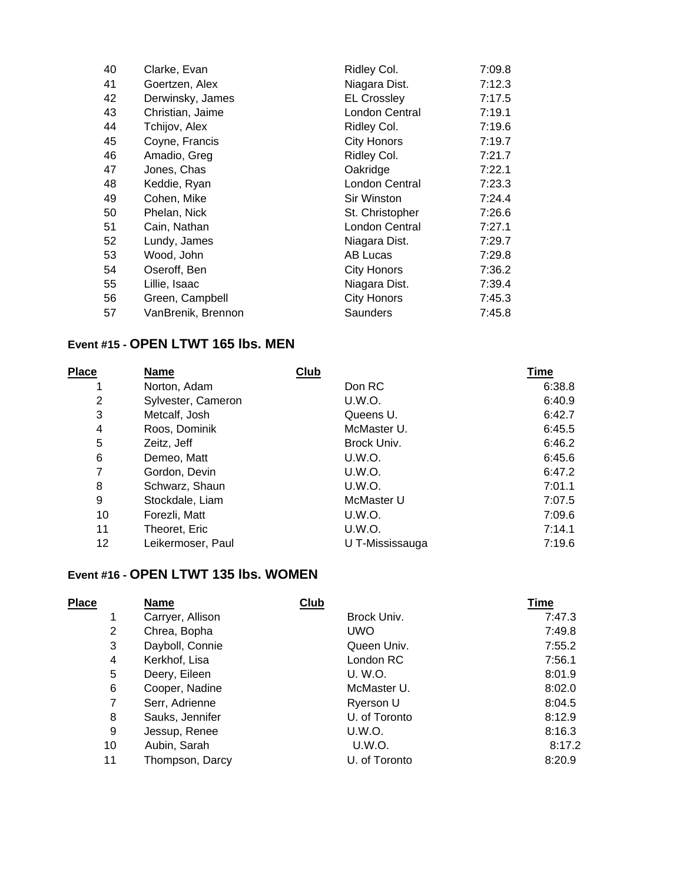| | | | |
|---|---|---|---|
| 40 | Clarke, Evan | Ridley Col. | 7:09.8 |
| 41 | Goertzen, Alex | Niagara Dist. | 7:12.3 |
| 42 | Derwinsky, James | EL Crossley | 7:17.5 |
| 43 | Christian, Jaime | London Central | 7:19.1 |
| 44 | Tchijov, Alex | Ridley Col. | 7:19.6 |
| 45 | Coyne, Francis | City Honors | 7:19.7 |
| 46 | Amadio, Greg | Ridley Col. | 7:21.7 |
| 47 | Jones, Chas | Oakridge | 7:22.1 |
| 48 | Keddie, Ryan | London Central | 7:23.3 |
| 49 | Cohen, Mike | Sir Winston | 7:24.4 |
| 50 | Phelan, Nick | St. Christopher | 7:26.6 |
| 51 | Cain, Nathan | London Central | 7:27.1 |
| 52 | Lundy, James | Niagara Dist. | 7:29.7 |
| 53 | Wood, John | AB Lucas | 7:29.8 |
| 54 | Oseroff, Ben | City Honors | 7:36.2 |
| 55 | Lillie, Isaac | Niagara Dist. | 7:39.4 |
| 56 | Green, Campbell | City Honors | 7:45.3 |
| 57 | VanBrenik, Brennon | Saunders | 7:45.8 |

## Event #15 - OPEN LTWT 165 lbs. MEN

| Place | Name | Club | Time |
|---|---|---|---|
| 1 | Norton, Adam | Don RC | 6:38.8 |
| 2 | Sylvester, Cameron | U.W.O. | 6:40.9 |
| 3 | Metcalf, Josh | Queens U. | 6:42.7 |
| 4 | Roos, Dominik | McMaster U. | 6:45.5 |
| 5 | Zeitz, Jeff | Brock Univ. | 6:46.2 |
| 6 | Demeo, Matt | U.W.O. | 6:45.6 |
| 7 | Gordon, Devin | U.W.O. | 6:47.2 |
| 8 | Schwarz, Shaun | U.W.O. | 7:01.1 |
| 9 | Stockdale, Liam | McMaster U | 7:07.5 |
| 10 | Forezli, Matt | U.W.O. | 7:09.6 |
| 11 | Theoret, Eric | U.W.O. | 7:14.1 |
| 12 | Leikermoser, Paul | U T-Mississauga | 7:19.6 |

## Event #16 - OPEN LTWT 135 lbs. WOMEN

| Place | Name | Club | Time |
|---|---|---|---|
| 1 | Carryer, Allison | Brock Univ. | 7:47.3 |
| 2 | Chrea, Bopha | UWO | 7:49.8 |
| 3 | Dayboll, Connie | Queen Univ. | 7:55.2 |
| 4 | Kerkhof, Lisa | London RC | 7:56.1 |
| 5 | Deery, Eileen | U. W.O. | 8:01.9 |
| 6 | Cooper, Nadine | McMaster U. | 8:02.0 |
| 7 | Serr, Adrienne | Ryerson U | 8:04.5 |
| 8 | Sauks, Jennifer | U. of Toronto | 8:12.9 |
| 9 | Jessup, Renee | U.W.O. | 8:16.3 |
| 10 | Aubin, Sarah | U.W.O. | 8:17.2 |
| 11 | Thompson, Darcy | U. of Toronto | 8:20.9 |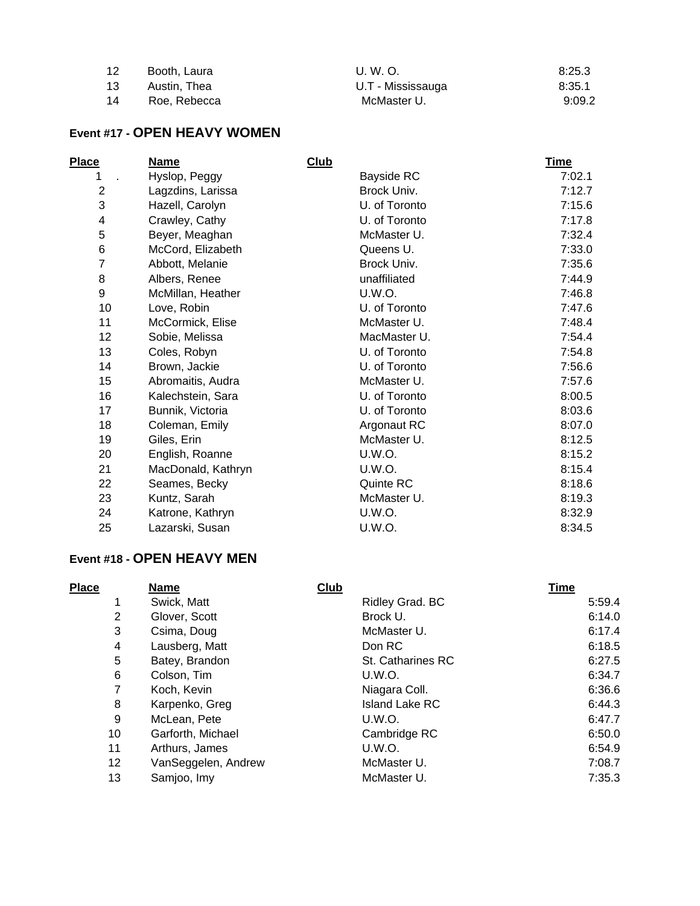| | | | |
|---|---|---|---|
| 12 | Booth, Laura | U. W. O. | 8:25.3 |
| 13 | Austin, Thea | U.T - Mississauga | 8:35.1 |
| 14 | Roe, Rebecca | McMaster U. | 9:09.2 |

## Event #17 - OPEN HEAVY WOMEN

| Place | Name | Club | Time |
|---|---|---|---|
| 1 . | Hyslop, Peggy | Bayside RC | 7:02.1 |
| 2 | Lagzdins, Larissa | Brock Univ. | 7:12.7 |
| 3 | Hazell, Carolyn | U. of Toronto | 7:15.6 |
| 4 | Crawley, Cathy | U. of Toronto | 7:17.8 |
| 5 | Beyer, Meaghan | McMaster U. | 7:32.4 |
| 6 | McCord, Elizabeth | Queens U. | 7:33.0 |
| 7 | Abbott, Melanie | Brock Univ. | 7:35.6 |
| 8 | Albers, Renee | unaffiliated | 7:44.9 |
| 9 | McMillan, Heather | U.W.O. | 7:46.8 |
| 10 | Love, Robin | U. of Toronto | 7:47.6 |
| 11 | McCormick, Elise | McMaster U. | 7:48.4 |
| 12 | Sobie, Melissa | MacMaster U. | 7:54.4 |
| 13 | Coles, Robyn | U. of Toronto | 7:54.8 |
| 14 | Brown, Jackie | U. of Toronto | 7:56.6 |
| 15 | Abromaitis, Audra | McMaster U. | 7:57.6 |
| 16 | Kalechstein, Sara | U. of Toronto | 8:00.5 |
| 17 | Bunnik, Victoria | U. of Toronto | 8:03.6 |
| 18 | Coleman, Emily | Argonaut RC | 8:07.0 |
| 19 | Giles, Erin | McMaster U. | 8:12.5 |
| 20 | English, Roanne | U.W.O. | 8:15.2 |
| 21 | MacDonald, Kathryn | U.W.O. | 8:15.4 |
| 22 | Seames, Becky | Quinte RC | 8:18.6 |
| 23 | Kuntz, Sarah | McMaster U. | 8:19.3 |
| 24 | Katrone, Kathryn | U.W.O. | 8:32.9 |
| 25 | Lazarski, Susan | U.W.O. | 8:34.5 |

## Event #18 - OPEN HEAVY MEN

| Place | Name | Club | Time |
|---|---|---|---|
| 1 | Swick, Matt | Ridley Grad. BC | 5:59.4 |
| 2 | Glover, Scott | Brock U. | 6:14.0 |
| 3 | Csima, Doug | McMaster U. | 6:17.4 |
| 4 | Lausberg, Matt | Don RC | 6:18.5 |
| 5 | Batey, Brandon | St. Catharines RC | 6:27.5 |
| 6 | Colson, Tim | U.W.O. | 6:34.7 |
| 7 | Koch, Kevin | Niagara Coll. | 6:36.6 |
| 8 | Karpenko, Greg | Island Lake RC | 6:44.3 |
| 9 | McLean, Pete | U.W.O. | 6:47.7 |
| 10 | Garforth, Michael | Cambridge RC | 6:50.0 |
| 11 | Arthurs, James | U.W.O. | 6:54.9 |
| 12 | VanSeggelen, Andrew | McMaster U. | 7:08.7 |
| 13 | Samjoo, Imy | McMaster U. | 7:35.3 |